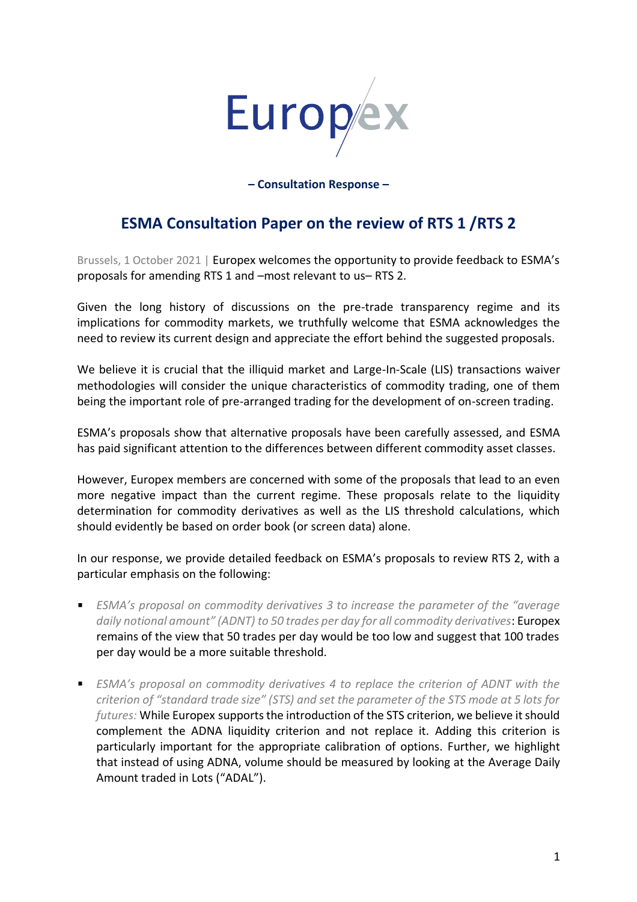Europex

**– Consultation Response –**

## ESMA Consultation Paper on the review of RTS 1 /RTS 2

Brussels, 1 October 2021 | Europex welcomes the opportunity to provide feedback to ESMA's proposals for amending RTS 1 and –most relevant to us– RTS 2.

Given the long history of discussions on the pre-trade transparency regime and its implications for commodity markets, we truthfully welcome that ESMA acknowledges the need to review its current design and appreciate the effort behind the suggested proposals.

We believe it is crucial that the illiquid market and Large-In-Scale (LIS) transactions waiver methodologies will consider the unique characteristics of commodity trading, one of them being the important role of pre-arranged trading for the development of on-screen trading.

ESMA's proposals show that alternative proposals have been carefully assessed, and ESMA has paid significant attention to the differences between different commodity asset classes.

However, Europex members are concerned with some of the proposals that lead to an even more negative impact than the current regime. These proposals relate to the liquidity determination for commodity derivatives as well as the LIS threshold calculations, which should evidently be based on order book (or screen data) alone.

In our response, we provide detailed feedback on ESMA's proposals to review RTS 2, with a particular emphasis on the following:

- *ESMA's proposal on commodity derivatives 3 to increase the parameter of the "average daily notional amount" (ADNT) to 50 trades per day for all commodity derivatives*: Europex remains of the view that 50 trades per day would be too low and suggest that 100 trades per day would be a more suitable threshold.

- *ESMA's proposal on commodity derivatives 4 to replace the criterion of ADNT with the criterion of "standard trade size" (STS) and set the parameter of the STS mode at 5 lots for futures:* While Europex supports the introduction of the STS criterion, we believe it should complement the ADNA liquidity criterion and not replace it. Adding this criterion is particularly important for the appropriate calibration of options. Further, we highlight that instead of using ADNA, volume should be measured by looking at the Average Daily Amount traded in Lots ("ADAL").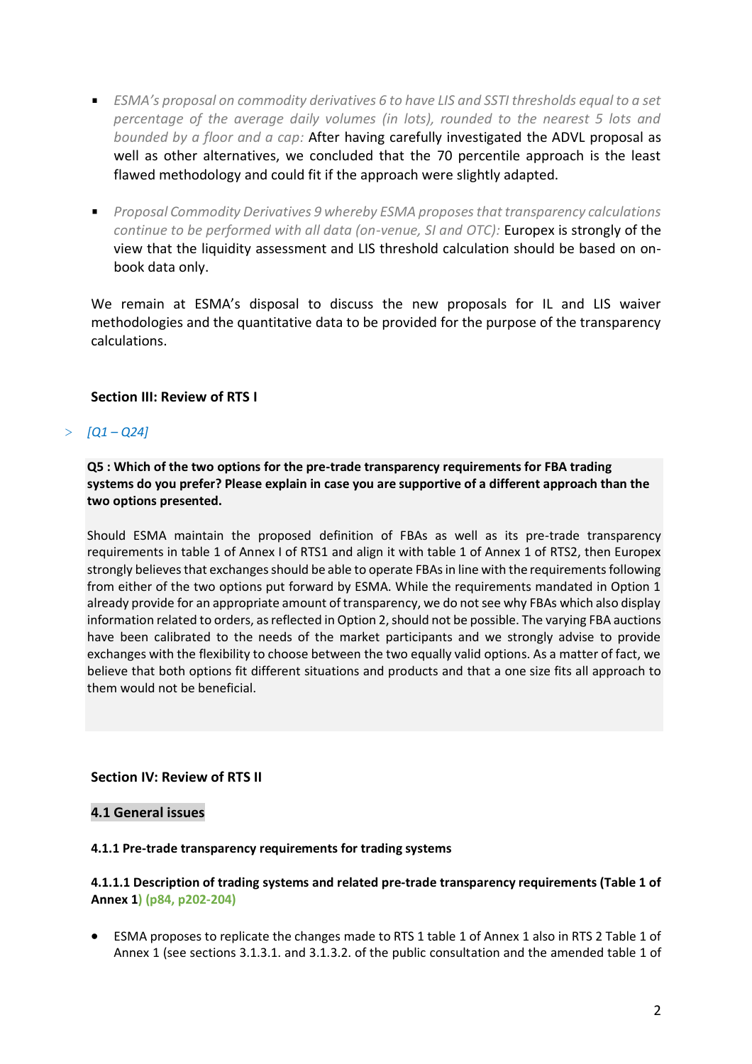- *ESMA's proposal on commodity derivatives 6 to have LIS and SSTI thresholds equal to a set percentage of the average daily volumes (in lots), rounded to the nearest 5 lots and bounded by a floor and a cap:* After having carefully investigated the ADVL proposal as well as other alternatives, we concluded that the 70 percentile approach is the least flawed methodology and could fit if the approach were slightly adapted.

- *Proposal Commodity Derivatives 9 whereby ESMA proposes that transparency calculations continue to be performed with all data (on-venue, SI and OTC):* Europex is strongly of the view that the liquidity assessment and LIS threshold calculation should be based on on-book data only.

We remain at ESMA's disposal to discuss the new proposals for IL and LIS waiver methodologies and the quantitative data to be provided for the purpose of the transparency calculations.

**Section III: Review of RTS I**

> *[Q1 – Q24]*

**Q5 : Which of the two options for the pre-trade transparency requirements for FBA trading systems do you prefer? Please explain in case you are supportive of a different approach than the two options presented.**

Should ESMA maintain the proposed definition of FBAs as well as its pre-trade transparency requirements in table 1 of Annex I of RTS1 and align it with table 1 of Annex 1 of RTS2, then Europex strongly believes that exchanges should be able to operate FBAs in line with the requirements following from either of the two options put forward by ESMA. While the requirements mandated in Option 1 already provide for an appropriate amount of transparency, we do not see why FBAs which also display information related to orders, as reflected in Option 2, should not be possible. The varying FBA auctions have been calibrated to the needs of the market participants and we strongly advise to provide exchanges with the flexibility to choose between the two equally valid options. As a matter of fact, we believe that both options fit different situations and products and that a one size fits all approach to them would not be beneficial.

**Section IV: Review of RTS II**

**4.1 General issues**

**4.1.1 Pre-trade transparency requirements for trading systems**

**4.1.1.1 Description of trading systems and related pre-trade transparency requirements (Table 1 of Annex 1) (p84, p202-204)**

- ESMA proposes to replicate the changes made to RTS 1 table 1 of Annex 1 also in RTS 2 Table 1 of Annex 1 (see sections 3.1.3.1. and 3.1.3.2. of the public consultation and the amended table 1 of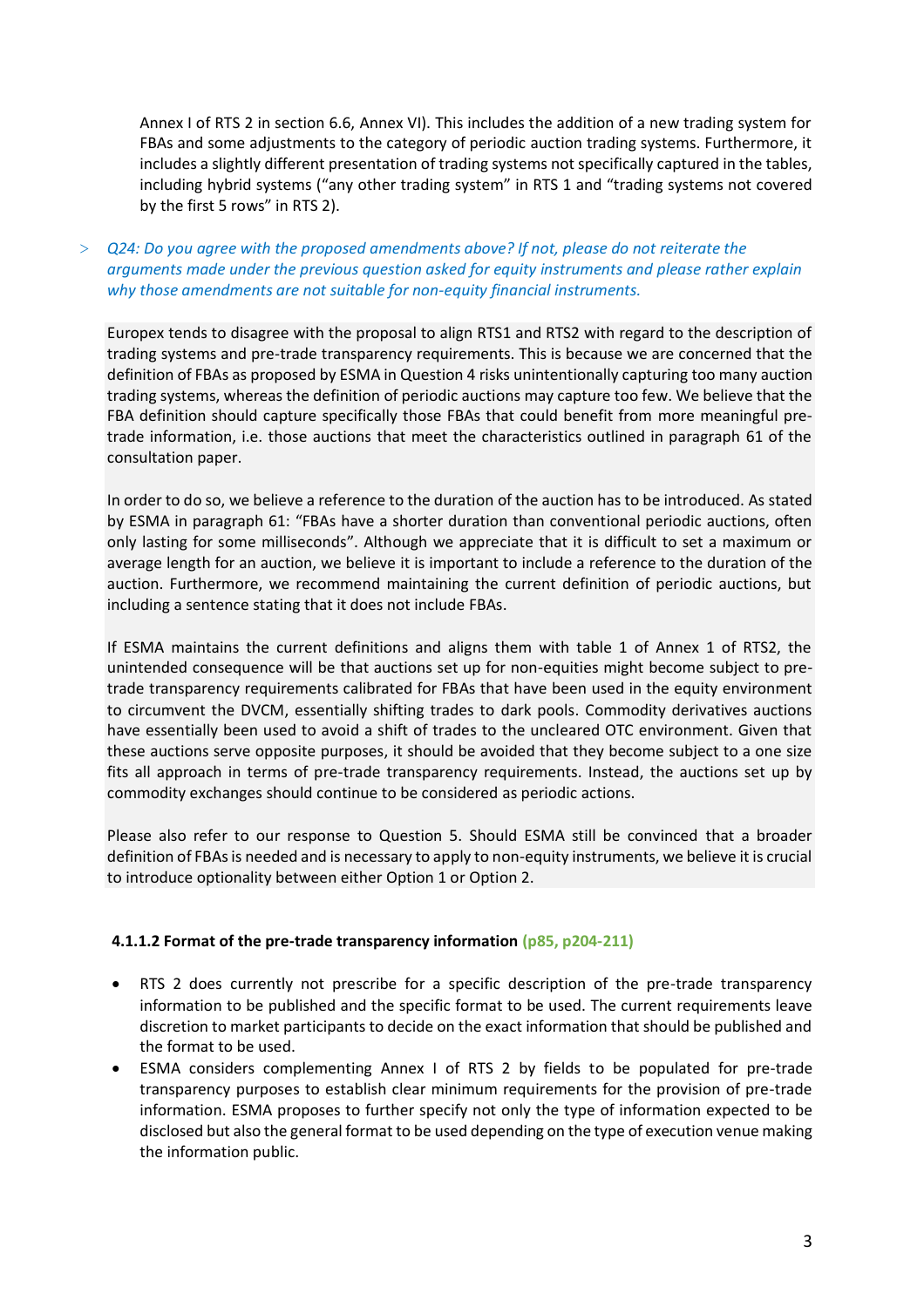Annex I of RTS 2 in section 6.6, Annex VI). This includes the addition of a new trading system for FBAs and some adjustments to the category of periodic auction trading systems. Furthermore, it includes a slightly different presentation of trading systems not specifically captured in the tables, including hybrid systems (“any other trading system” in RTS 1 and “trading systems not covered by the first 5 rows” in RTS 2).

> *Q24: Do you agree with the proposed amendments above? If not, please do not reiterate the arguments made under the previous question asked for equity instruments and please rather explain why those amendments are not suitable for non-equity financial instruments.*

Europex tends to disagree with the proposal to align RTS1 and RTS2 with regard to the description of trading systems and pre-trade transparency requirements. This is because we are concerned that the definition of FBAs as proposed by ESMA in Question 4 risks unintentionally capturing too many auction trading systems, whereas the definition of periodic auctions may capture too few. We believe that the FBA definition should capture specifically those FBAs that could benefit from more meaningful pre-trade information, i.e. those auctions that meet the characteristics outlined in paragraph 61 of the consultation paper.

In order to do so, we believe a reference to the duration of the auction has to be introduced. As stated by ESMA in paragraph 61: “FBAs have a shorter duration than conventional periodic auctions, often only lasting for some milliseconds”. Although we appreciate that it is difficult to set a maximum or average length for an auction, we believe it is important to include a reference to the duration of the auction. Furthermore, we recommend maintaining the current definition of periodic auctions, but including a sentence stating that it does not include FBAs.

If ESMA maintains the current definitions and aligns them with table 1 of Annex 1 of RTS2, the unintended consequence will be that auctions set up for non-equities might become subject to pre-trade transparency requirements calibrated for FBAs that have been used in the equity environment to circumvent the DVCM, essentially shifting trades to dark pools. Commodity derivatives auctions have essentially been used to avoid a shift of trades to the uncleared OTC environment. Given that these auctions serve opposite purposes, it should be avoided that they become subject to a one size fits all approach in terms of pre-trade transparency requirements. Instead, the auctions set up by commodity exchanges should continue to be considered as periodic actions.

Please also refer to our response to Question 5. Should ESMA still be convinced that a broader definition of FBAs is needed and is necessary to apply to non-equity instruments, we believe it is crucial to introduce optionality between either Option 1 or Option 2.

#### 4.1.1.2 Format of the pre-trade transparency information (p85, p204-211)

- RTS 2 does currently not prescribe for a specific description of the pre-trade transparency information to be published and the specific format to be used. The current requirements leave discretion to market participants to decide on the exact information that should be published and the format to be used.
- ESMA considers complementing Annex I of RTS 2 by fields to be populated for pre-trade transparency purposes to establish clear minimum requirements for the provision of pre-trade information. ESMA proposes to further specify not only the type of information expected to be disclosed but also the general format to be used depending on the type of execution venue making the information public.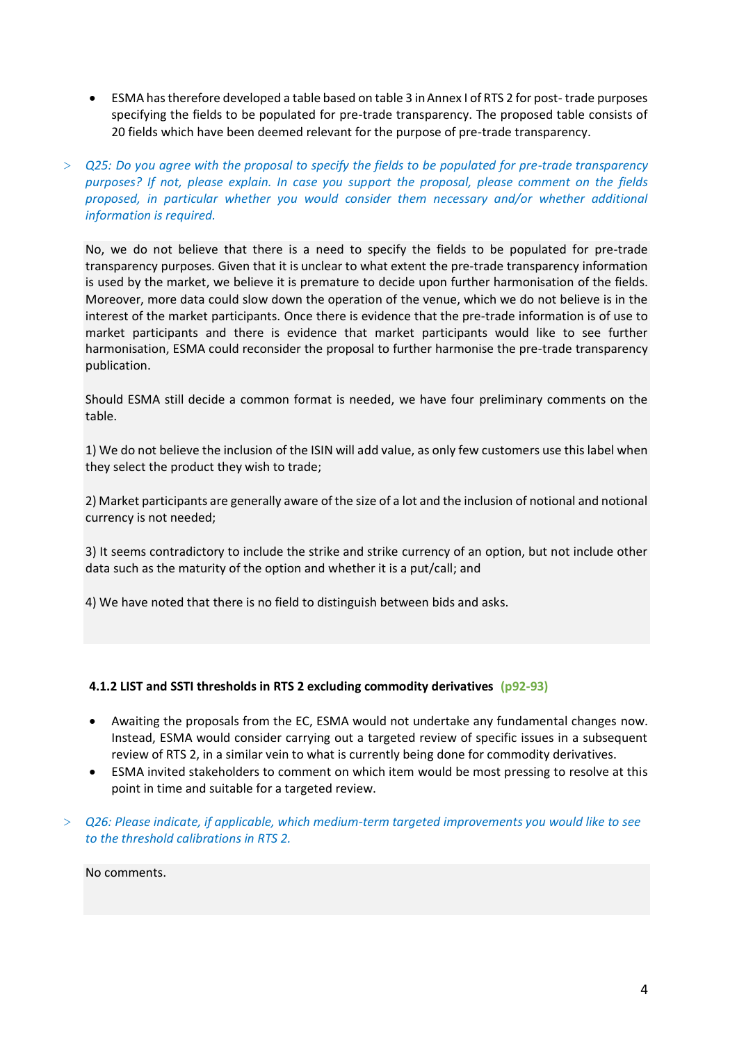- ESMA has therefore developed a table based on table 3 in Annex I of RTS 2 for post- trade purposes specifying the fields to be populated for pre-trade transparency. The proposed table consists of 20 fields which have been deemed relevant for the purpose of pre-trade transparency.

> *Q25: Do you agree with the proposal to specify the fields to be populated for pre-trade transparency purposes? If not, please explain. In case you support the proposal, please comment on the fields proposed, in particular whether you would consider them necessary and/or whether additional information is required.*

No, we do not believe that there is a need to specify the fields to be populated for pre-trade transparency purposes. Given that it is unclear to what extent the pre-trade transparency information is used by the market, we believe it is premature to decide upon further harmonisation of the fields. Moreover, more data could slow down the operation of the venue, which we do not believe is in the interest of the market participants. Once there is evidence that the pre-trade information is of use to market participants and there is evidence that market participants would like to see further harmonisation, ESMA could reconsider the proposal to further harmonise the pre-trade transparency publication.

Should ESMA still decide a common format is needed, we have four preliminary comments on the table.

1) We do not believe the inclusion of the ISIN will add value, as only few customers use this label when they select the product they wish to trade;

2) Market participants are generally aware of the size of a lot and the inclusion of notional and notional currency is not needed;

3) It seems contradictory to include the strike and strike currency of an option, but not include other data such as the maturity of the option and whether it is a put/call; and

4) We have noted that there is no field to distinguish between bids and asks.

#### 4.1.2 LIST and SSTI thresholds in RTS 2 excluding commodity derivatives (p92-93)

- Awaiting the proposals from the EC, ESMA would not undertake any fundamental changes now. Instead, ESMA would consider carrying out a targeted review of specific issues in a subsequent review of RTS 2, in a similar vein to what is currently being done for commodity derivatives.
- ESMA invited stakeholders to comment on which item would be most pressing to resolve at this point in time and suitable for a targeted review.

> *Q26: Please indicate, if applicable, which medium-term targeted improvements you would like to see to the threshold calibrations in RTS 2.*

No comments.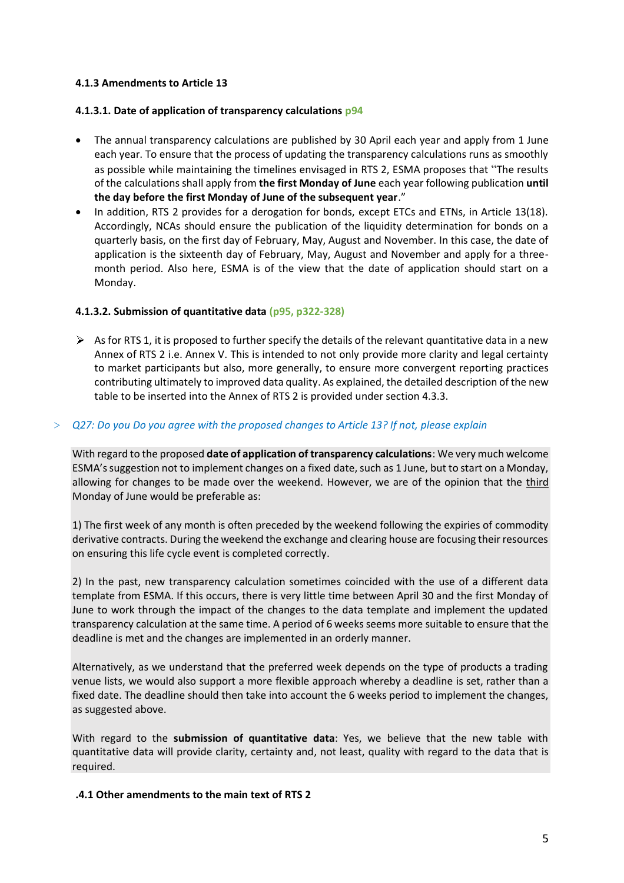#### 4.1.3 Amendments to Article 13

#### 4.1.3.1. Date of application of transparency calculations p94

- The annual transparency calculations are published by 30 April each year and apply from 1 June each year. To ensure that the process of updating the transparency calculations runs as smoothly as possible while maintaining the timelines envisaged in RTS 2, ESMA proposes that "The results of the calculations shall apply from **the first Monday of June** each year following publication **until the day before the first Monday of June of the subsequent year**."
- In addition, RTS 2 provides for a derogation for bonds, except ETCs and ETNs, in Article 13(18). Accordingly, NCAs should ensure the publication of the liquidity determination for bonds on a quarterly basis, on the first day of February, May, August and November. In this case, the date of application is the sixteenth day of February, May, August and November and apply for a three-month period. Also here, ESMA is of the view that the date of application should start on a Monday.

#### 4.1.3.2. Submission of quantitative data (p95, p322-328)

- As for RTS 1, it is proposed to further specify the details of the relevant quantitative data in a new Annex of RTS 2 i.e. Annex V. This is intended to not only provide more clarity and legal certainty to market participants but also, more generally, to ensure more convergent reporting practices contributing ultimately to improved data quality. As explained, the detailed description of the new table to be inserted into the Annex of RTS 2 is provided under section 4.3.3.

> *Q27: Do you Do you agree with the proposed changes to Article 13? If not, please explain*

With regard to the proposed **date of application of transparency calculations**: We very much welcome ESMA's suggestion not to implement changes on a fixed date, such as 1 June, but to start on a Monday, allowing for changes to be made over the weekend. However, we are of the opinion that the third Monday of June would be preferable as:

1) The first week of any month is often preceded by the weekend following the expiries of commodity derivative contracts. During the weekend the exchange and clearing house are focusing their resources on ensuring this life cycle event is completed correctly.

2) In the past, new transparency calculation sometimes coincided with the use of a different data template from ESMA. If this occurs, there is very little time between April 30 and the first Monday of June to work through the impact of the changes to the data template and implement the updated transparency calculation at the same time. A period of 6 weeks seems more suitable to ensure that the deadline is met and the changes are implemented in an orderly manner.

Alternatively, as we understand that the preferred week depends on the type of products a trading venue lists, we would also support a more flexible approach whereby a deadline is set, rather than a fixed date. The deadline should then take into account the 6 weeks period to implement the changes, as suggested above.

With regard to the **submission of quantitative data**: Yes, we believe that the new table with quantitative data will provide clarity, certainty and, not least, quality with regard to the data that is required.

#### .4.1 Other amendments to the main text of RTS 2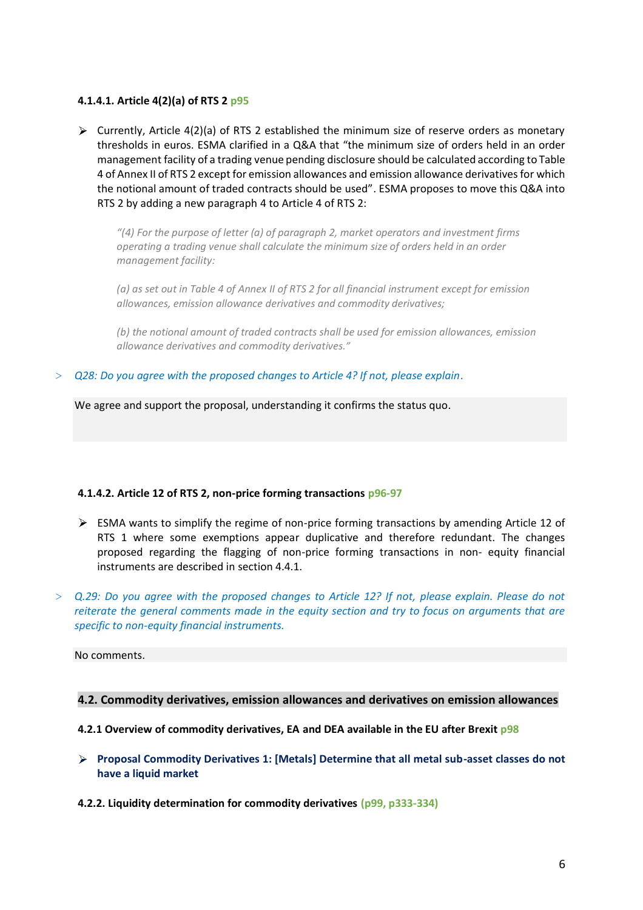#### 4.1.4.1. Article 4(2)(a) of RTS 2 p95

- Currently, Article 4(2)(a) of RTS 2 established the minimum size of reserve orders as monetary thresholds in euros. ESMA clarified in a Q&A that "the minimum size of orders held in an order management facility of a trading venue pending disclosure should be calculated according to Table 4 of Annex II of RTS 2 except for emission allowances and emission allowance derivatives for which the notional amount of traded contracts should be used". ESMA proposes to move this Q&A into RTS 2 by adding a new paragraph 4 to Article 4 of RTS 2:

  > *"(4) For the purpose of letter (a) of paragraph 2, market operators and investment firms operating a trading venue shall calculate the minimum size of orders held in an order management facility:*
  >
  > *(a) as set out in Table 4 of Annex II of RTS 2 for all financial instrument except for emission allowances, emission allowance derivatives and commodity derivatives;*
  >
  > *(b) the notional amount of traded contracts shall be used for emission allowances, emission allowance derivatives and commodity derivatives."*

> *Q28: Do you agree with the proposed changes to Article 4? If not, please explain.*

We agree and support the proposal, understanding it confirms the status quo.

#### 4.1.4.2. Article 12 of RTS 2, non-price forming transactions p96-97

- ESMA wants to simplify the regime of non-price forming transactions by amending Article 12 of RTS 1 where some exemptions appear duplicative and therefore redundant. The changes proposed regarding the flagging of non-price forming transactions in non- equity financial instruments are described in section 4.4.1.

> *Q.29: Do you agree with the proposed changes to Article 12? If not, please explain. Please do not reiterate the general comments made in the equity section and try to focus on arguments that are specific to non-equity financial instruments.*

No comments.

### 4.2. Commodity derivatives, emission allowances and derivatives on emission allowances

#### 4.2.1 Overview of commodity derivatives, EA and DEA available in the EU after Brexit p98

- **Proposal Commodity Derivatives 1: [Metals] Determine that all metal sub-asset classes do not have a liquid market**

#### 4.2.2. Liquidity determination for commodity derivatives (p99, p333-334)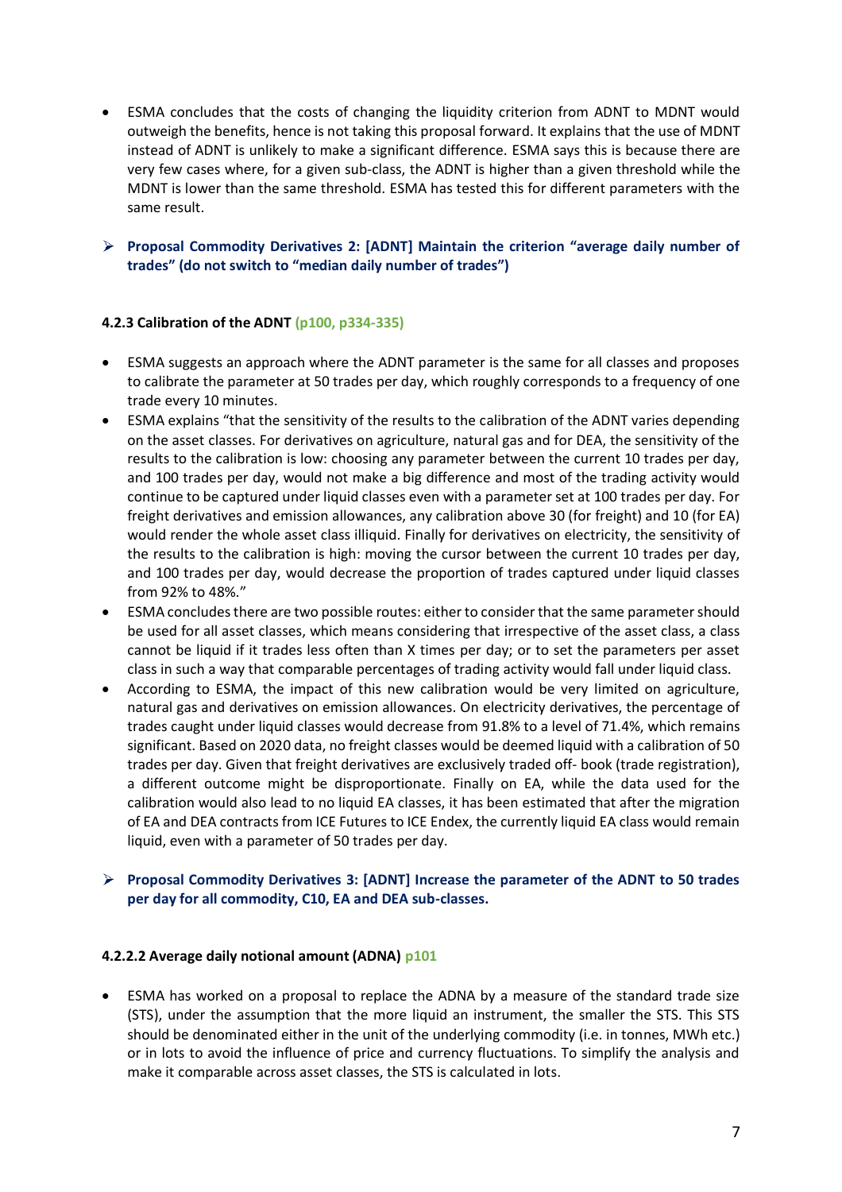- ESMA concludes that the costs of changing the liquidity criterion from ADNT to MDNT would outweigh the benefits, hence is not taking this proposal forward. It explains that the use of MDNT instead of ADNT is unlikely to make a significant difference. ESMA says this is because there are very few cases where, for a given sub-class, the ADNT is higher than a given threshold while the MDNT is lower than the same threshold. ESMA has tested this for different parameters with the same result.

> **Proposal Commodity Derivatives 2: [ADNT] Maintain the criterion "average daily number of trades" (do not switch to "median daily number of trades")**

#### 4.2.3 Calibration of the ADNT (p100, p334-335)

- ESMA suggests an approach where the ADNT parameter is the same for all classes and proposes to calibrate the parameter at 50 trades per day, which roughly corresponds to a frequency of one trade every 10 minutes.
- ESMA explains "that the sensitivity of the results to the calibration of the ADNT varies depending on the asset classes. For derivatives on agriculture, natural gas and for DEA, the sensitivity of the results to the calibration is low: choosing any parameter between the current 10 trades per day, and 100 trades per day, would not make a big difference and most of the trading activity would continue to be captured under liquid classes even with a parameter set at 100 trades per day. For freight derivatives and emission allowances, any calibration above 30 (for freight) and 10 (for EA) would render the whole asset class illiquid. Finally for derivatives on electricity, the sensitivity of the results to the calibration is high: moving the cursor between the current 10 trades per day, and 100 trades per day, would decrease the proportion of trades captured under liquid classes from 92% to 48%."
- ESMA concludes there are two possible routes: either to consider that the same parameter should be used for all asset classes, which means considering that irrespective of the asset class, a class cannot be liquid if it trades less often than X times per day; or to set the parameters per asset class in such a way that comparable percentages of trading activity would fall under liquid class.
- According to ESMA, the impact of this new calibration would be very limited on agriculture, natural gas and derivatives on emission allowances. On electricity derivatives, the percentage of trades caught under liquid classes would decrease from 91.8% to a level of 71.4%, which remains significant. Based on 2020 data, no freight classes would be deemed liquid with a calibration of 50 trades per day. Given that freight derivatives are exclusively traded off- book (trade registration), a different outcome might be disproportionate. Finally on EA, while the data used for the calibration would also lead to no liquid EA classes, it has been estimated that after the migration of EA and DEA contracts from ICE Futures to ICE Endex, the currently liquid EA class would remain liquid, even with a parameter of 50 trades per day.

> **Proposal Commodity Derivatives 3: [ADNT] Increase the parameter of the ADNT to 50 trades per day for all commodity, C10, EA and DEA sub-classes.**

#### 4.2.2.2 Average daily notional amount (ADNA) p101

- ESMA has worked on a proposal to replace the ADNA by a measure of the standard trade size (STS), under the assumption that the more liquid an instrument, the smaller the STS. This STS should be denominated either in the unit of the underlying commodity (i.e. in tonnes, MWh etc.) or in lots to avoid the influence of price and currency fluctuations. To simplify the analysis and make it comparable across asset classes, the STS is calculated in lots.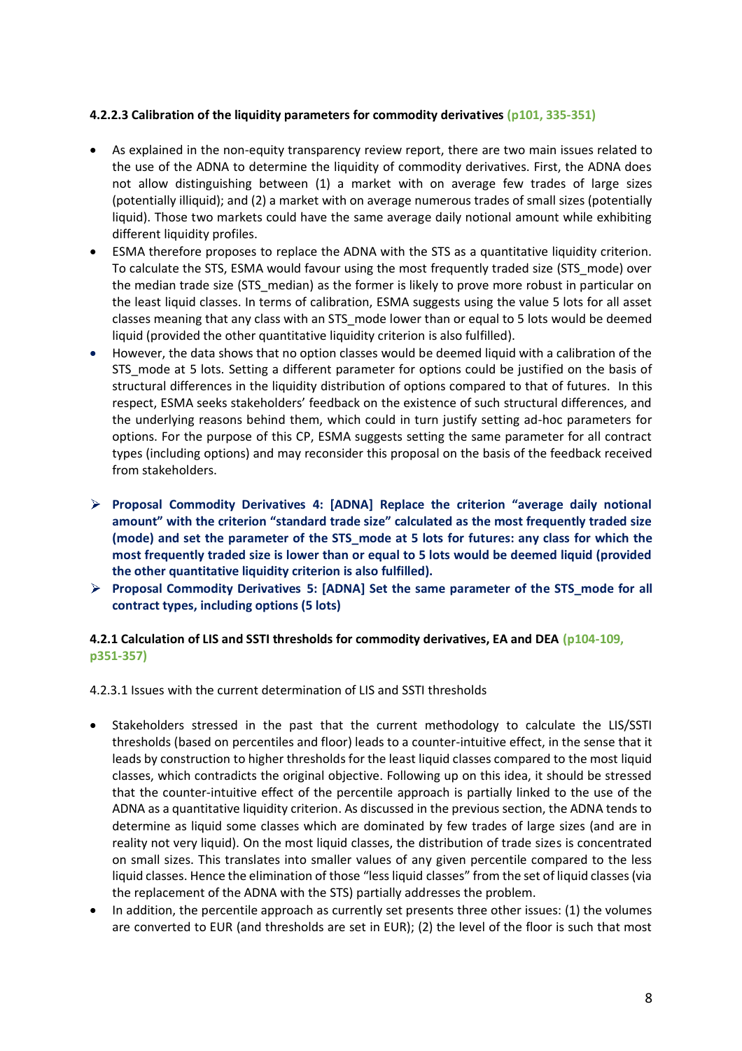#### 4.2.2.3 Calibration of the liquidity parameters for commodity derivatives (p101, 335-351)

- As explained in the non-equity transparency review report, there are two main issues related to the use of the ADNA to determine the liquidity of commodity derivatives. First, the ADNA does not allow distinguishing between (1) a market with on average few trades of large sizes (potentially illiquid); and (2) a market with on average numerous trades of small sizes (potentially liquid). Those two markets could have the same average daily notional amount while exhibiting different liquidity profiles.
- ESMA therefore proposes to replace the ADNA with the STS as a quantitative liquidity criterion. To calculate the STS, ESMA would favour using the most frequently traded size (STS_mode) over the median trade size (STS_median) as the former is likely to prove more robust in particular on the least liquid classes. In terms of calibration, ESMA suggests using the value 5 lots for all asset classes meaning that any class with an STS_mode lower than or equal to 5 lots would be deemed liquid (provided the other quantitative liquidity criterion is also fulfilled).
- However, the data shows that no option classes would be deemed liquid with a calibration of the STS_mode at 5 lots. Setting a different parameter for options could be justified on the basis of structural differences in the liquidity distribution of options compared to that of futures. In this respect, ESMA seeks stakeholders' feedback on the existence of such structural differences, and the underlying reasons behind them, which could in turn justify setting ad-hoc parameters for options. For the purpose of this CP, ESMA suggests setting the same parameter for all contract types (including options) and may reconsider this proposal on the basis of the feedback received from stakeholders.

- **Proposal Commodity Derivatives 4: [ADNA] Replace the criterion "average daily notional amount" with the criterion "standard trade size" calculated as the most frequently traded size (mode) and set the parameter of the STS_mode at 5 lots for futures: any class for which the most frequently traded size is lower than or equal to 5 lots would be deemed liquid (provided the other quantitative liquidity criterion is also fulfilled).**
- **Proposal Commodity Derivatives 5: [ADNA] Set the same parameter of the STS_mode for all contract types, including options (5 lots)**

#### 4.2.1 Calculation of LIS and SSTI thresholds for commodity derivatives, EA and DEA (p104-109, p351-357)

4.2.3.1 Issues with the current determination of LIS and SSTI thresholds

- Stakeholders stressed in the past that the current methodology to calculate the LIS/SSTI thresholds (based on percentiles and floor) leads to a counter-intuitive effect, in the sense that it leads by construction to higher thresholds for the least liquid classes compared to the most liquid classes, which contradicts the original objective. Following up on this idea, it should be stressed that the counter-intuitive effect of the percentile approach is partially linked to the use of the ADNA as a quantitative liquidity criterion. As discussed in the previous section, the ADNA tends to determine as liquid some classes which are dominated by few trades of large sizes (and are in reality not very liquid). On the most liquid classes, the distribution of trade sizes is concentrated on small sizes. This translates into smaller values of any given percentile compared to the less liquid classes. Hence the elimination of those "less liquid classes" from the set of liquid classes (via the replacement of the ADNA with the STS) partially addresses the problem.
- In addition, the percentile approach as currently set presents three other issues: (1) the volumes are converted to EUR (and thresholds are set in EUR); (2) the level of the floor is such that most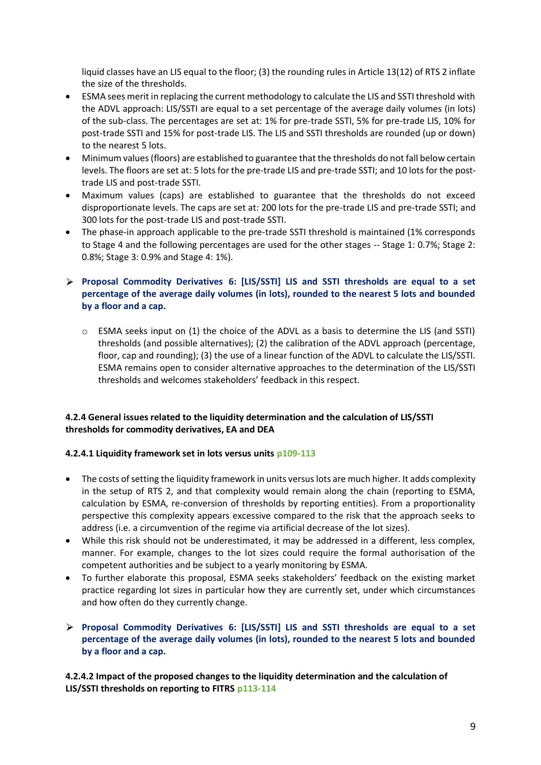liquid classes have an LIS equal to the floor; (3) the rounding rules in Article 13(12) of RTS 2 inflate the size of the thresholds.

- ESMA sees merit in replacing the current methodology to calculate the LIS and SSTI threshold with the ADVL approach: LIS/SSTI are equal to a set percentage of the average daily volumes (in lots) of the sub-class. The percentages are set at: 1% for pre-trade SSTI, 5% for pre-trade LIS, 10% for post-trade SSTI and 15% for post-trade LIS. The LIS and SSTI thresholds are rounded (up or down) to the nearest 5 lots.
- Minimum values (floors) are established to guarantee that the thresholds do not fall below certain levels. The floors are set at: 5 lots for the pre-trade LIS and pre-trade SSTI; and 10 lots for the post-trade LIS and post-trade SSTI.
- Maximum values (caps) are established to guarantee that the thresholds do not exceed disproportionate levels. The caps are set at: 200 lots for the pre-trade LIS and pre-trade SSTI; and 300 lots for the post-trade LIS and post-trade SSTI.
- The phase-in approach applicable to the pre-trade SSTI threshold is maintained (1% corresponds to Stage 4 and the following percentages are used for the other stages -- Stage 1: 0.7%; Stage 2: 0.8%; Stage 3: 0.9% and Stage 4: 1%).

> **Proposal Commodity Derivatives 6: [LIS/SSTI] LIS and SSTI thresholds are equal to a set percentage of the average daily volumes (in lots), rounded to the nearest 5 lots and bounded by a floor and a cap.**
>
> - ESMA seeks input on (1) the choice of the ADVL as a basis to determine the LIS (and SSTI) thresholds (and possible alternatives); (2) the calibration of the ADVL approach (percentage, floor, cap and rounding); (3) the use of a linear function of the ADVL to calculate the LIS/SSTI. ESMA remains open to consider alternative approaches to the determination of the LIS/SSTI thresholds and welcomes stakeholders' feedback in this respect.

**4.2.4 General issues related to the liquidity determination and the calculation of LIS/SSTI thresholds for commodity derivatives, EA and DEA**

**4.2.4.1 Liquidity framework set in lots versus units** p109-113

- The costs of setting the liquidity framework in units versus lots are much higher. It adds complexity in the setup of RTS 2, and that complexity would remain along the chain (reporting to ESMA, calculation by ESMA, re-conversion of thresholds by reporting entities). From a proportionality perspective this complexity appears excessive compared to the risk that the approach seeks to address (i.e. a circumvention of the regime via artificial decrease of the lot sizes).
- While this risk should not be underestimated, it may be addressed in a different, less complex, manner. For example, changes to the lot sizes could require the formal authorisation of the competent authorities and be subject to a yearly monitoring by ESMA.
- To further elaborate this proposal, ESMA seeks stakeholders' feedback on the existing market practice regarding lot sizes in particular how they are currently set, under which circumstances and how often do they currently change.

> **Proposal Commodity Derivatives 6: [LIS/SSTI] LIS and SSTI thresholds are equal to a set percentage of the average daily volumes (in lots), rounded to the nearest 5 lots and bounded by a floor and a cap.**

**4.2.4.2 Impact of the proposed changes to the liquidity determination and the calculation of LIS/SSTI thresholds on reporting to FITRS** p113-114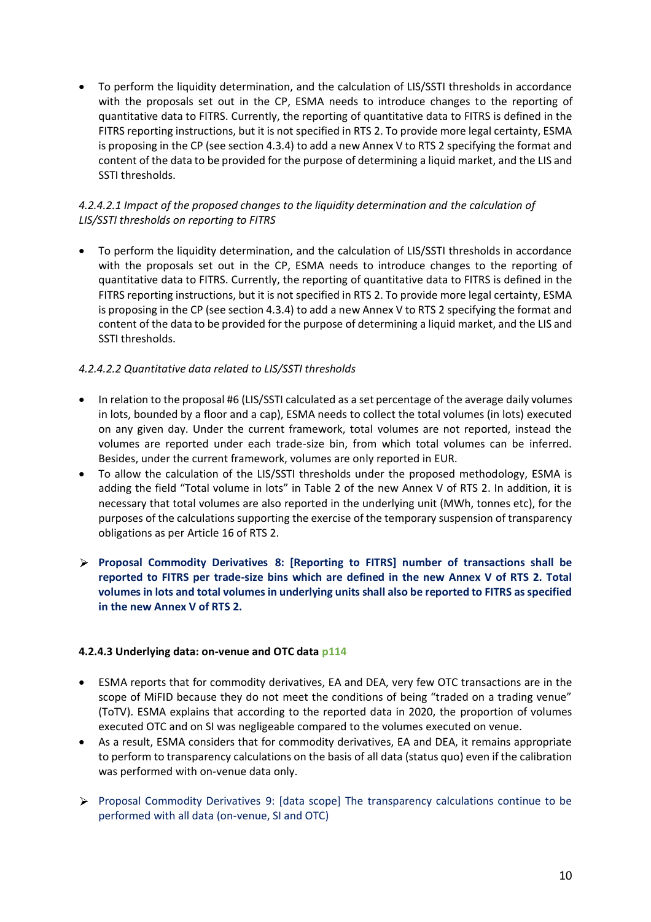- To perform the liquidity determination, and the calculation of LIS/SSTI thresholds in accordance with the proposals set out in the CP, ESMA needs to introduce changes to the reporting of quantitative data to FITRS. Currently, the reporting of quantitative data to FITRS is defined in the FITRS reporting instructions, but it is not specified in RTS 2. To provide more legal certainty, ESMA is proposing in the CP (see section 4.3.4) to add a new Annex V to RTS 2 specifying the format and content of the data to be provided for the purpose of determining a liquid market, and the LIS and SSTI thresholds.

*4.2.4.2.1 Impact of the proposed changes to the liquidity determination and the calculation of LIS/SSTI thresholds on reporting to FITRS*

- To perform the liquidity determination, and the calculation of LIS/SSTI thresholds in accordance with the proposals set out in the CP, ESMA needs to introduce changes to the reporting of quantitative data to FITRS. Currently, the reporting of quantitative data to FITRS is defined in the FITRS reporting instructions, but it is not specified in RTS 2. To provide more legal certainty, ESMA is proposing in the CP (see section 4.3.4) to add a new Annex V to RTS 2 specifying the format and content of the data to be provided for the purpose of determining a liquid market, and the LIS and SSTI thresholds.

*4.2.4.2.2 Quantitative data related to LIS/SSTI thresholds*

- In relation to the proposal #6 (LIS/SSTI calculated as a set percentage of the average daily volumes in lots, bounded by a floor and a cap), ESMA needs to collect the total volumes (in lots) executed on any given day. Under the current framework, total volumes are not reported, instead the volumes are reported under each trade-size bin, from which total volumes can be inferred. Besides, under the current framework, volumes are only reported in EUR.
- To allow the calculation of the LIS/SSTI thresholds under the proposed methodology, ESMA is adding the field "Total volume in lots" in Table 2 of the new Annex V of RTS 2. In addition, it is necessary that total volumes are also reported in the underlying unit (MWh, tonnes etc), for the purposes of the calculations supporting the exercise of the temporary suspension of transparency obligations as per Article 16 of RTS 2.

➢ **Proposal Commodity Derivatives 8: [Reporting to FITRS] number of transactions shall be reported to FITRS per trade-size bins which are defined in the new Annex V of RTS 2. Total volumes in lots and total volumes in underlying units shall also be reported to FITRS as specified in the new Annex V of RTS 2.**

**4.2.4.3 Underlying data: on-venue and OTC data** p114

- ESMA reports that for commodity derivatives, EA and DEA, very few OTC transactions are in the scope of MiFID because they do not meet the conditions of being "traded on a trading venue" (ToTV). ESMA explains that according to the reported data in 2020, the proportion of volumes executed OTC and on SI was negligeable compared to the volumes executed on venue.
- As a result, ESMA considers that for commodity derivatives, EA and DEA, it remains appropriate to perform to transparency calculations on the basis of all data (status quo) even if the calibration was performed with on-venue data only.

➢ Proposal Commodity Derivatives 9: [data scope] The transparency calculations continue to be performed with all data (on-venue, SI and OTC)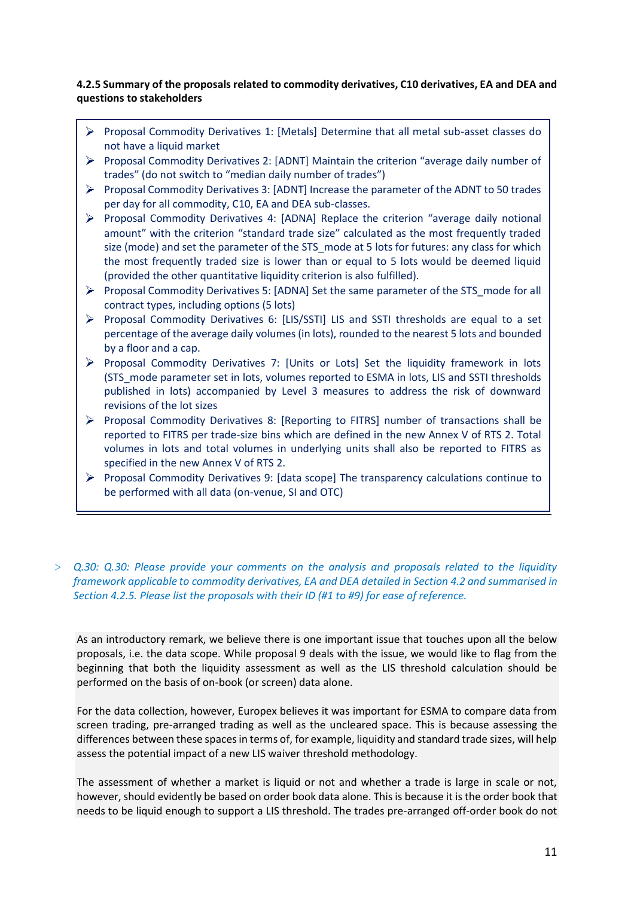**4.2.5 Summary of the proposals related to commodity derivatives, C10 derivatives, EA and DEA and questions to stakeholders**

- Proposal Commodity Derivatives 1: [Metals] Determine that all metal sub-asset classes do not have a liquid market
- Proposal Commodity Derivatives 2: [ADNT] Maintain the criterion "average daily number of trades" (do not switch to "median daily number of trades")
- Proposal Commodity Derivatives 3: [ADNT] Increase the parameter of the ADNT to 50 trades per day for all commodity, C10, EA and DEA sub-classes.
- Proposal Commodity Derivatives 4: [ADNA] Replace the criterion "average daily notional amount" with the criterion "standard trade size" calculated as the most frequently traded size (mode) and set the parameter of the STS_mode at 5 lots for futures: any class for which the most frequently traded size is lower than or equal to 5 lots would be deemed liquid (provided the other quantitative liquidity criterion is also fulfilled).
- Proposal Commodity Derivatives 5: [ADNA] Set the same parameter of the STS_mode for all contract types, including options (5 lots)
- Proposal Commodity Derivatives 6: [LIS/SSTI] LIS and SSTI thresholds are equal to a set percentage of the average daily volumes (in lots), rounded to the nearest 5 lots and bounded by a floor and a cap.
- Proposal Commodity Derivatives 7: [Units or Lots] Set the liquidity framework in lots (STS_mode parameter set in lots, volumes reported to ESMA in lots, LIS and SSTI thresholds published in lots) accompanied by Level 3 measures to address the risk of downward revisions of the lot sizes
- Proposal Commodity Derivatives 8: [Reporting to FITRS] number of transactions shall be reported to FITRS per trade-size bins which are defined in the new Annex V of RTS 2. Total volumes in lots and total volumes in underlying units shall also be reported to FITRS as specified in the new Annex V of RTS 2.
- Proposal Commodity Derivatives 9: [data scope] The transparency calculations continue to be performed with all data (on-venue, SI and OTC)

> *Q.30: Q.30: Please provide your comments on the analysis and proposals related to the liquidity framework applicable to commodity derivatives, EA and DEA detailed in Section 4.2 and summarised in Section 4.2.5. Please list the proposals with their ID (#1 to #9) for ease of reference.*

As an introductory remark, we believe there is one important issue that touches upon all the below proposals, i.e. the data scope. While proposal 9 deals with the issue, we would like to flag from the beginning that both the liquidity assessment as well as the LIS threshold calculation should be performed on the basis of on-book (or screen) data alone.

For the data collection, however, Europex believes it was important for ESMA to compare data from screen trading, pre-arranged trading as well as the uncleared space. This is because assessing the differences between these spaces in terms of, for example, liquidity and standard trade sizes, will help assess the potential impact of a new LIS waiver threshold methodology.

The assessment of whether a market is liquid or not and whether a trade is large in scale or not, however, should evidently be based on order book data alone. This is because it is the order book that needs to be liquid enough to support a LIS threshold. The trades pre-arranged off-order book do not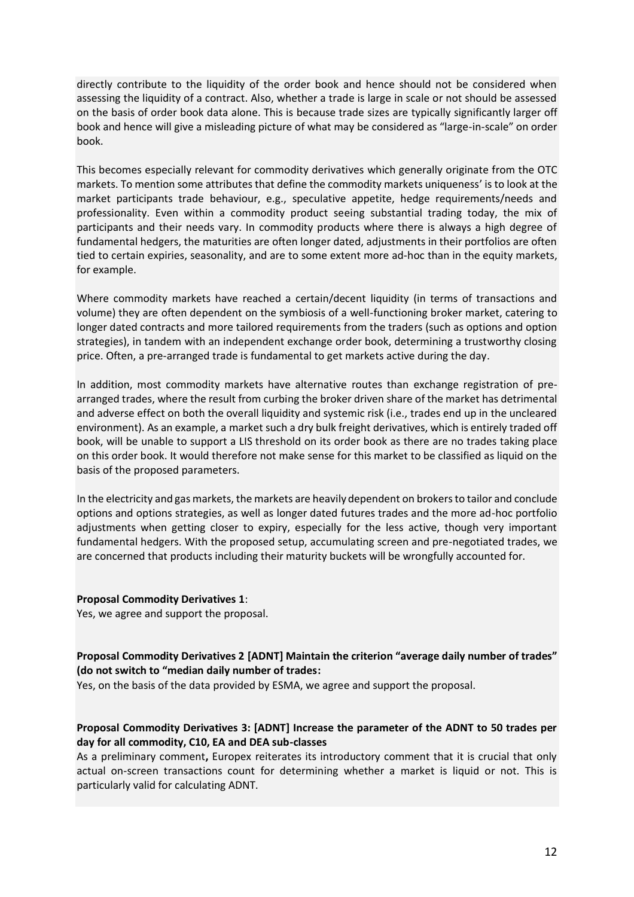directly contribute to the liquidity of the order book and hence should not be considered when assessing the liquidity of a contract. Also, whether a trade is large in scale or not should be assessed on the basis of order book data alone. This is because trade sizes are typically significantly larger off book and hence will give a misleading picture of what may be considered as "large-in-scale" on order book.

This becomes especially relevant for commodity derivatives which generally originate from the OTC markets. To mention some attributes that define the commodity markets uniqueness' is to look at the market participants trade behaviour, e.g., speculative appetite, hedge requirements/needs and professionality. Even within a commodity product seeing substantial trading today, the mix of participants and their needs vary. In commodity products where there is always a high degree of fundamental hedgers, the maturities are often longer dated, adjustments in their portfolios are often tied to certain expiries, seasonality, and are to some extent more ad-hoc than in the equity markets, for example.

Where commodity markets have reached a certain/decent liquidity (in terms of transactions and volume) they are often dependent on the symbiosis of a well-functioning broker market, catering to longer dated contracts and more tailored requirements from the traders (such as options and option strategies), in tandem with an independent exchange order book, determining a trustworthy closing price. Often, a pre-arranged trade is fundamental to get markets active during the day.

In addition, most commodity markets have alternative routes than exchange registration of pre-arranged trades, where the result from curbing the broker driven share of the market has detrimental and adverse effect on both the overall liquidity and systemic risk (i.e., trades end up in the uncleared environment). As an example, a market such a dry bulk freight derivatives, which is entirely traded off book, will be unable to support a LIS threshold on its order book as there are no trades taking place on this order book. It would therefore not make sense for this market to be classified as liquid on the basis of the proposed parameters.

In the electricity and gas markets, the markets are heavily dependent on brokers to tailor and conclude options and options strategies, as well as longer dated futures trades and the more ad-hoc portfolio adjustments when getting closer to expiry, especially for the less active, though very important fundamental hedgers. With the proposed setup, accumulating screen and pre-negotiated trades, we are concerned that products including their maturity buckets will be wrongfully accounted for.

**Proposal Commodity Derivatives 1**:
Yes, we agree and support the proposal.

**Proposal Commodity Derivatives 2 [ADNT] Maintain the criterion "average daily number of trades" (do not switch to "median daily number of trades:**
Yes, on the basis of the data provided by ESMA, we agree and support the proposal.

**Proposal Commodity Derivatives 3: [ADNT] Increase the parameter of the ADNT to 50 trades per day for all commodity, C10, EA and DEA sub-classes**
As a preliminary comment**,** Europex reiterates its introductory comment that it is crucial that only actual on-screen transactions count for determining whether a market is liquid or not. This is particularly valid for calculating ADNT.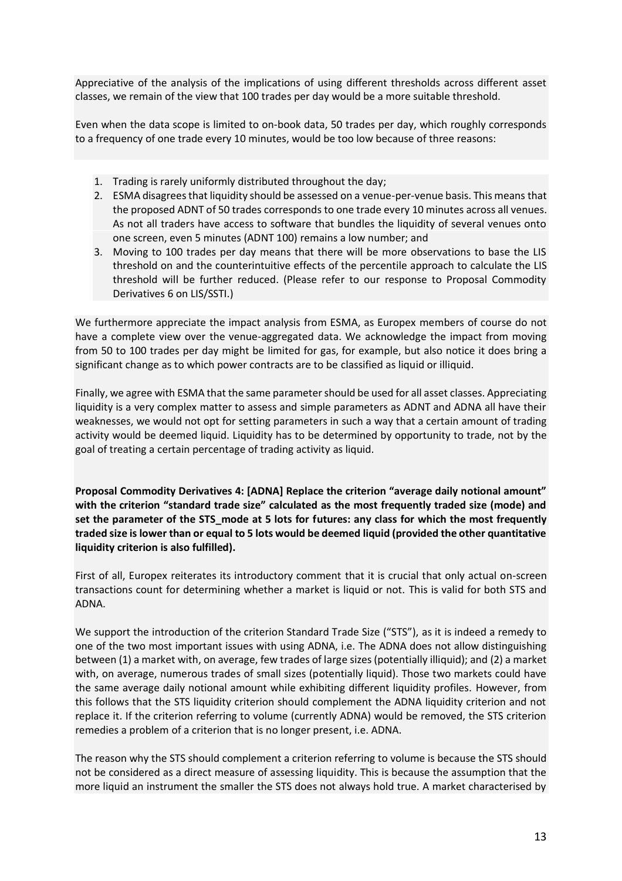Appreciative of the analysis of the implications of using different thresholds across different asset classes, we remain of the view that 100 trades per day would be a more suitable threshold.

Even when the data scope is limited to on-book data, 50 trades per day, which roughly corresponds to a frequency of one trade every 10 minutes, would be too low because of three reasons:

1. Trading is rarely uniformly distributed throughout the day;
2. ESMA disagrees that liquidity should be assessed on a venue-per-venue basis. This means that the proposed ADNT of 50 trades corresponds to one trade every 10 minutes across all venues. As not all traders have access to software that bundles the liquidity of several venues onto one screen, even 5 minutes (ADNT 100) remains a low number; and
3. Moving to 100 trades per day means that there will be more observations to base the LIS threshold on and the counterintuitive effects of the percentile approach to calculate the LIS threshold will be further reduced. (Please refer to our response to Proposal Commodity Derivatives 6 on LIS/SSTI.)

We furthermore appreciate the impact analysis from ESMA, as Europex members of course do not have a complete view over the venue-aggregated data. We acknowledge the impact from moving from 50 to 100 trades per day might be limited for gas, for example, but also notice it does bring a significant change as to which power contracts are to be classified as liquid or illiquid.

Finally, we agree with ESMA that the same parameter should be used for all asset classes. Appreciating liquidity is a very complex matter to assess and simple parameters as ADNT and ADNA all have their weaknesses, we would not opt for setting parameters in such a way that a certain amount of trading activity would be deemed liquid. Liquidity has to be determined by opportunity to trade, not by the goal of treating a certain percentage of trading activity as liquid.

**Proposal Commodity Derivatives 4: [ADNA] Replace the criterion "average daily notional amount" with the criterion "standard trade size" calculated as the most frequently traded size (mode) and set the parameter of the STS_mode at 5 lots for futures: any class for which the most frequently traded size is lower than or equal to 5 lots would be deemed liquid (provided the other quantitative liquidity criterion is also fulfilled).**

First of all, Europex reiterates its introductory comment that it is crucial that only actual on-screen transactions count for determining whether a market is liquid or not. This is valid for both STS and ADNA.

We support the introduction of the criterion Standard Trade Size ("STS"), as it is indeed a remedy to one of the two most important issues with using ADNA, i.e. The ADNA does not allow distinguishing between (1) a market with, on average, few trades of large sizes (potentially illiquid); and (2) a market with, on average, numerous trades of small sizes (potentially liquid). Those two markets could have the same average daily notional amount while exhibiting different liquidity profiles. However, from this follows that the STS liquidity criterion should complement the ADNA liquidity criterion and not replace it. If the criterion referring to volume (currently ADNA) would be removed, the STS criterion remedies a problem of a criterion that is no longer present, i.e. ADNA.

The reason why the STS should complement a criterion referring to volume is because the STS should not be considered as a direct measure of assessing liquidity. This is because the assumption that the more liquid an instrument the smaller the STS does not always hold true. A market characterised by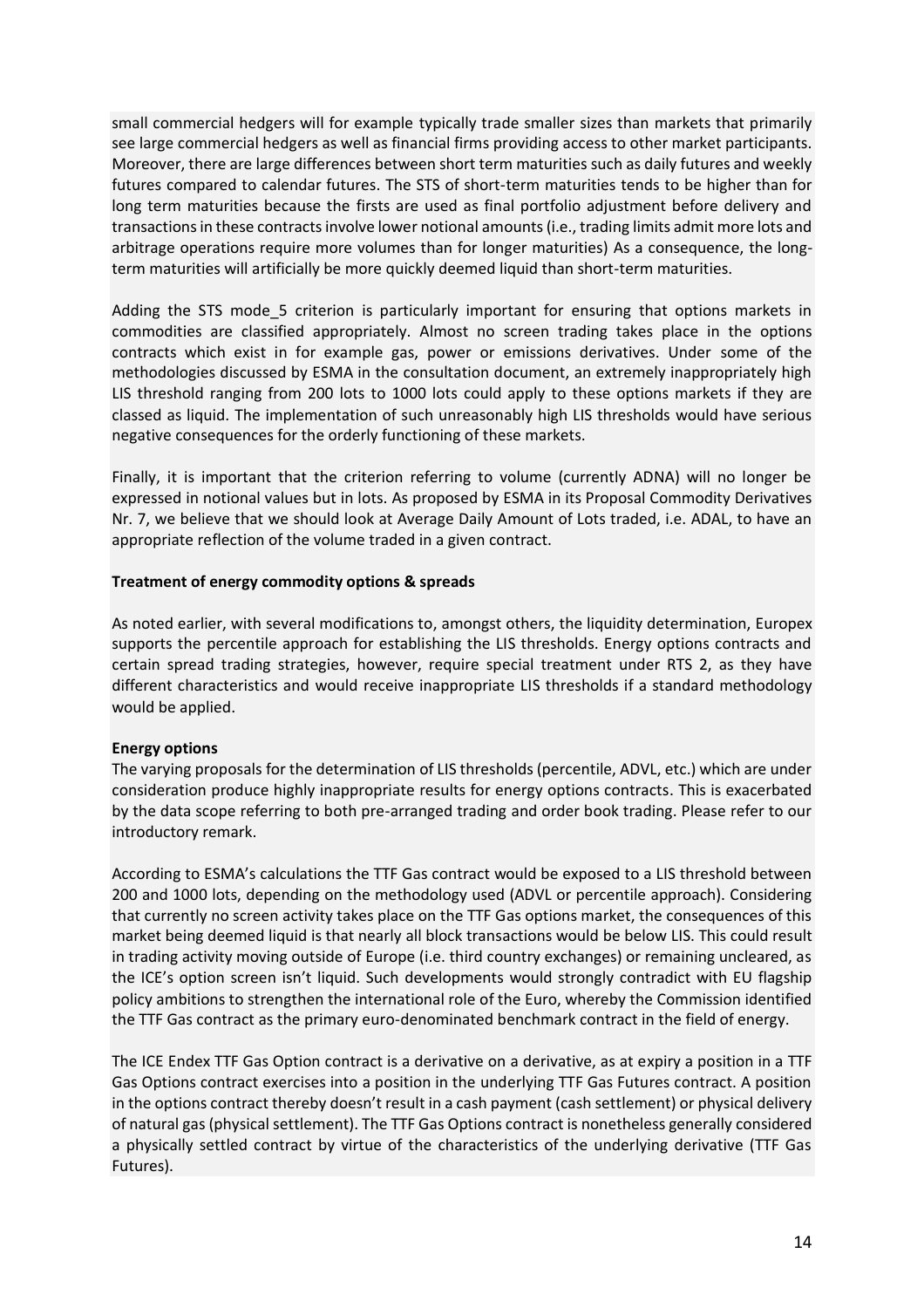small commercial hedgers will for example typically trade smaller sizes than markets that primarily see large commercial hedgers as well as financial firms providing access to other market participants. Moreover, there are large differences between short term maturities such as daily futures and weekly futures compared to calendar futures. The STS of short-term maturities tends to be higher than for long term maturities because the firsts are used as final portfolio adjustment before delivery and transactions in these contracts involve lower notional amounts (i.e., trading limits admit more lots and arbitrage operations require more volumes than for longer maturities) As a consequence, the long-term maturities will artificially be more quickly deemed liquid than short-term maturities.

Adding the STS mode_5 criterion is particularly important for ensuring that options markets in commodities are classified appropriately. Almost no screen trading takes place in the options contracts which exist in for example gas, power or emissions derivatives. Under some of the methodologies discussed by ESMA in the consultation document, an extremely inappropriately high LIS threshold ranging from 200 lots to 1000 lots could apply to these options markets if they are classed as liquid. The implementation of such unreasonably high LIS thresholds would have serious negative consequences for the orderly functioning of these markets.

Finally, it is important that the criterion referring to volume (currently ADNA) will no longer be expressed in notional values but in lots. As proposed by ESMA in its Proposal Commodity Derivatives Nr. 7, we believe that we should look at Average Daily Amount of Lots traded, i.e. ADAL, to have an appropriate reflection of the volume traded in a given contract.

**Treatment of energy commodity options & spreads**

As noted earlier, with several modifications to, amongst others, the liquidity determination, Europex supports the percentile approach for establishing the LIS thresholds. Energy options contracts and certain spread trading strategies, however, require special treatment under RTS 2, as they have different characteristics and would receive inappropriate LIS thresholds if a standard methodology would be applied.

**Energy options**

The varying proposals for the determination of LIS thresholds (percentile, ADVL, etc.) which are under consideration produce highly inappropriate results for energy options contracts. This is exacerbated by the data scope referring to both pre-arranged trading and order book trading. Please refer to our introductory remark.

According to ESMA's calculations the TTF Gas contract would be exposed to a LIS threshold between 200 and 1000 lots, depending on the methodology used (ADVL or percentile approach). Considering that currently no screen activity takes place on the TTF Gas options market, the consequences of this market being deemed liquid is that nearly all block transactions would be below LIS. This could result in trading activity moving outside of Europe (i.e. third country exchanges) or remaining uncleared, as the ICE's option screen isn't liquid. Such developments would strongly contradict with EU flagship policy ambitions to strengthen the international role of the Euro, whereby the Commission identified the TTF Gas contract as the primary euro-denominated benchmark contract in the field of energy.

The ICE Endex TTF Gas Option contract is a derivative on a derivative, as at expiry a position in a TTF Gas Options contract exercises into a position in the underlying TTF Gas Futures contract. A position in the options contract thereby doesn't result in a cash payment (cash settlement) or physical delivery of natural gas (physical settlement). The TTF Gas Options contract is nonetheless generally considered a physically settled contract by virtue of the characteristics of the underlying derivative (TTF Gas Futures).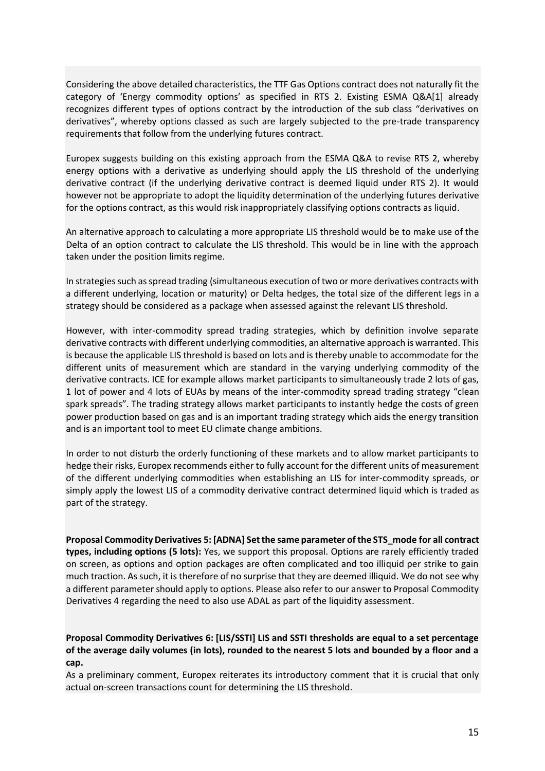Considering the above detailed characteristics, the TTF Gas Options contract does not naturally fit the category of 'Energy commodity options' as specified in RTS 2. Existing ESMA Q&A[1] already recognizes different types of options contract by the introduction of the sub class "derivatives on derivatives", whereby options classed as such are largely subjected to the pre-trade transparency requirements that follow from the underlying futures contract.

Europex suggests building on this existing approach from the ESMA Q&A to revise RTS 2, whereby energy options with a derivative as underlying should apply the LIS threshold of the underlying derivative contract (if the underlying derivative contract is deemed liquid under RTS 2). It would however not be appropriate to adopt the liquidity determination of the underlying futures derivative for the options contract, as this would risk inappropriately classifying options contracts as liquid.

An alternative approach to calculating a more appropriate LIS threshold would be to make use of the Delta of an option contract to calculate the LIS threshold. This would be in line with the approach taken under the position limits regime.

In strategies such as spread trading (simultaneous execution of two or more derivatives contracts with a different underlying, location or maturity) or Delta hedges, the total size of the different legs in a strategy should be considered as a package when assessed against the relevant LIS threshold.

However, with inter-commodity spread trading strategies, which by definition involve separate derivative contracts with different underlying commodities, an alternative approach is warranted. This is because the applicable LIS threshold is based on lots and is thereby unable to accommodate for the different units of measurement which are standard in the varying underlying commodity of the derivative contracts. ICE for example allows market participants to simultaneously trade 2 lots of gas, 1 lot of power and 4 lots of EUAs by means of the inter-commodity spread trading strategy "clean spark spreads". The trading strategy allows market participants to instantly hedge the costs of green power production based on gas and is an important trading strategy which aids the energy transition and is an important tool to meet EU climate change ambitions.

In order to not disturb the orderly functioning of these markets and to allow market participants to hedge their risks, Europex recommends either to fully account for the different units of measurement of the different underlying commodities when establishing an LIS for inter-commodity spreads, or simply apply the lowest LIS of a commodity derivative contract determined liquid which is traded as part of the strategy.

**Proposal Commodity Derivatives 5: [ADNA] Set the same parameter of the STS_mode for all contract types, including options (5 lots):** Yes, we support this proposal. Options are rarely efficiently traded on screen, as options and option packages are often complicated and too illiquid per strike to gain much traction. As such, it is therefore of no surprise that they are deemed illiquid. We do not see why a different parameter should apply to options. Please also refer to our answer to Proposal Commodity Derivatives 4 regarding the need to also use ADAL as part of the liquidity assessment.

**Proposal Commodity Derivatives 6: [LIS/SSTI] LIS and SSTI thresholds are equal to a set percentage of the average daily volumes (in lots), rounded to the nearest 5 lots and bounded by a floor and a cap.**

As a preliminary comment, Europex reiterates its introductory comment that it is crucial that only actual on-screen transactions count for determining the LIS threshold.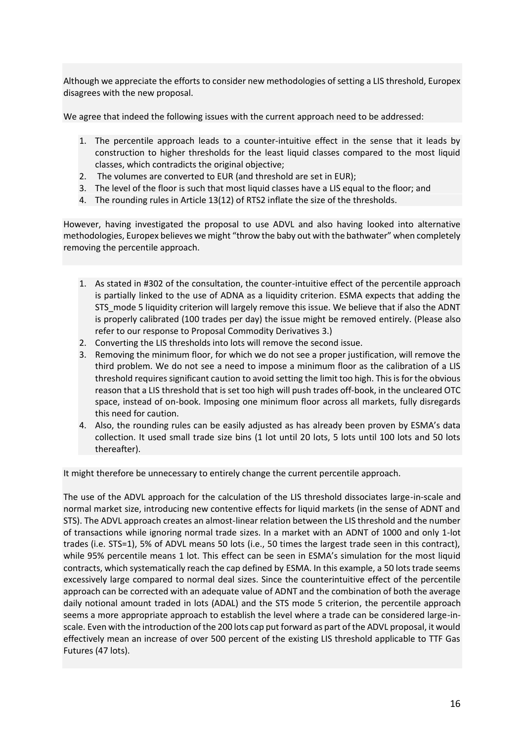Although we appreciate the efforts to consider new methodologies of setting a LIS threshold, Europex disagrees with the new proposal.

We agree that indeed the following issues with the current approach need to be addressed:

1. The percentile approach leads to a counter-intuitive effect in the sense that it leads by construction to higher thresholds for the least liquid classes compared to the most liquid classes, which contradicts the original objective;
2. The volumes are converted to EUR (and threshold are set in EUR);
3. The level of the floor is such that most liquid classes have a LIS equal to the floor; and
4. The rounding rules in Article 13(12) of RTS2 inflate the size of the thresholds.

However, having investigated the proposal to use ADVL and also having looked into alternative methodologies, Europex believes we might "throw the baby out with the bathwater" when completely removing the percentile approach.

1. As stated in #302 of the consultation, the counter-intuitive effect of the percentile approach is partially linked to the use of ADNA as a liquidity criterion. ESMA expects that adding the STS_mode 5 liquidity criterion will largely remove this issue. We believe that if also the ADNT is properly calibrated (100 trades per day) the issue might be removed entirely. (Please also refer to our response to Proposal Commodity Derivatives 3.)
2. Converting the LIS thresholds into lots will remove the second issue.
3. Removing the minimum floor, for which we do not see a proper justification, will remove the third problem. We do not see a need to impose a minimum floor as the calibration of a LIS threshold requires significant caution to avoid setting the limit too high. This is for the obvious reason that a LIS threshold that is set too high will push trades off-book, in the uncleared OTC space, instead of on-book. Imposing one minimum floor across all markets, fully disregards this need for caution.
4. Also, the rounding rules can be easily adjusted as has already been proven by ESMA's data collection. It used small trade size bins (1 lot until 20 lots, 5 lots until 100 lots and 50 lots thereafter).

It might therefore be unnecessary to entirely change the current percentile approach.

The use of the ADVL approach for the calculation of the LIS threshold dissociates large-in-scale and normal market size, introducing new contentive effects for liquid markets (in the sense of ADNT and STS). The ADVL approach creates an almost-linear relation between the LIS threshold and the number of transactions while ignoring normal trade sizes. In a market with an ADNT of 1000 and only 1-lot trades (i.e. STS=1), 5% of ADVL means 50 lots (i.e., 50 times the largest trade seen in this contract), while 95% percentile means 1 lot. This effect can be seen in ESMA's simulation for the most liquid contracts, which systematically reach the cap defined by ESMA. In this example, a 50 lots trade seems excessively large compared to normal deal sizes. Since the counterintuitive effect of the percentile approach can be corrected with an adequate value of ADNT and the combination of both the average daily notional amount traded in lots (ADAL) and the STS mode 5 criterion, the percentile approach seems a more appropriate approach to establish the level where a trade can be considered large-in-scale. Even with the introduction of the 200 lots cap put forward as part of the ADVL proposal, it would effectively mean an increase of over 500 percent of the existing LIS threshold applicable to TTF Gas Futures (47 lots).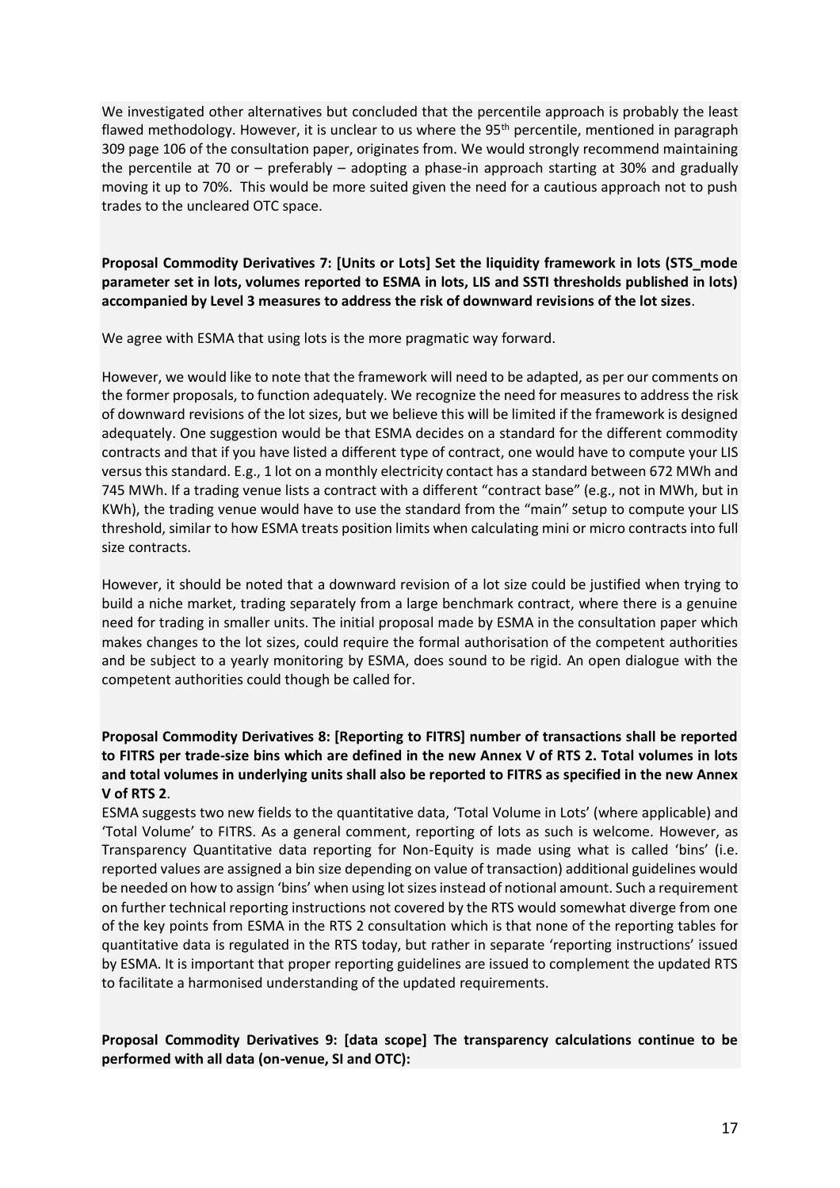We investigated other alternatives but concluded that the percentile approach is probably the least flawed methodology. However, it is unclear to us where the 95th percentile, mentioned in paragraph 309 page 106 of the consultation paper, originates from. We would strongly recommend maintaining the percentile at 70 or – preferably – adopting a phase-in approach starting at 30% and gradually moving it up to 70%. This would be more suited given the need for a cautious approach not to push trades to the uncleared OTC space.

**Proposal Commodity Derivatives 7: [Units or Lots] Set the liquidity framework in lots (STS_mode parameter set in lots, volumes reported to ESMA in lots, LIS and SSTI thresholds published in lots) accompanied by Level 3 measures to address the risk of downward revisions of the lot sizes**.

We agree with ESMA that using lots is the more pragmatic way forward.

However, we would like to note that the framework will need to be adapted, as per our comments on the former proposals, to function adequately. We recognize the need for measures to address the risk of downward revisions of the lot sizes, but we believe this will be limited if the framework is designed adequately. One suggestion would be that ESMA decides on a standard for the different commodity contracts and that if you have listed a different type of contract, one would have to compute your LIS versus this standard. E.g., 1 lot on a monthly electricity contact has a standard between 672 MWh and 745 MWh. If a trading venue lists a contract with a different "contract base" (e.g., not in MWh, but in KWh), the trading venue would have to use the standard from the "main" setup to compute your LIS threshold, similar to how ESMA treats position limits when calculating mini or micro contracts into full size contracts.

However, it should be noted that a downward revision of a lot size could be justified when trying to build a niche market, trading separately from a large benchmark contract, where there is a genuine need for trading in smaller units. The initial proposal made by ESMA in the consultation paper which makes changes to the lot sizes, could require the formal authorisation of the competent authorities and be subject to a yearly monitoring by ESMA, does sound to be rigid. An open dialogue with the competent authorities could though be called for.

**Proposal Commodity Derivatives 8: [Reporting to FITRS] number of transactions shall be reported to FITRS per trade-size bins which are defined in the new Annex V of RTS 2. Total volumes in lots and total volumes in underlying units shall also be reported to FITRS as specified in the new Annex V of RTS 2**.

ESMA suggests two new fields to the quantitative data, 'Total Volume in Lots' (where applicable) and 'Total Volume' to FITRS. As a general comment, reporting of lots as such is welcome. However, as Transparency Quantitative data reporting for Non-Equity is made using what is called 'bins' (i.e. reported values are assigned a bin size depending on value of transaction) additional guidelines would be needed on how to assign 'bins' when using lot sizes instead of notional amount. Such a requirement on further technical reporting instructions not covered by the RTS would somewhat diverge from one of the key points from ESMA in the RTS 2 consultation which is that none of the reporting tables for quantitative data is regulated in the RTS today, but rather in separate 'reporting instructions' issued by ESMA. It is important that proper reporting guidelines are issued to complement the updated RTS to facilitate a harmonised understanding of the updated requirements.

**Proposal Commodity Derivatives 9: [data scope] The transparency calculations continue to be performed with all data (on-venue, SI and OTC):**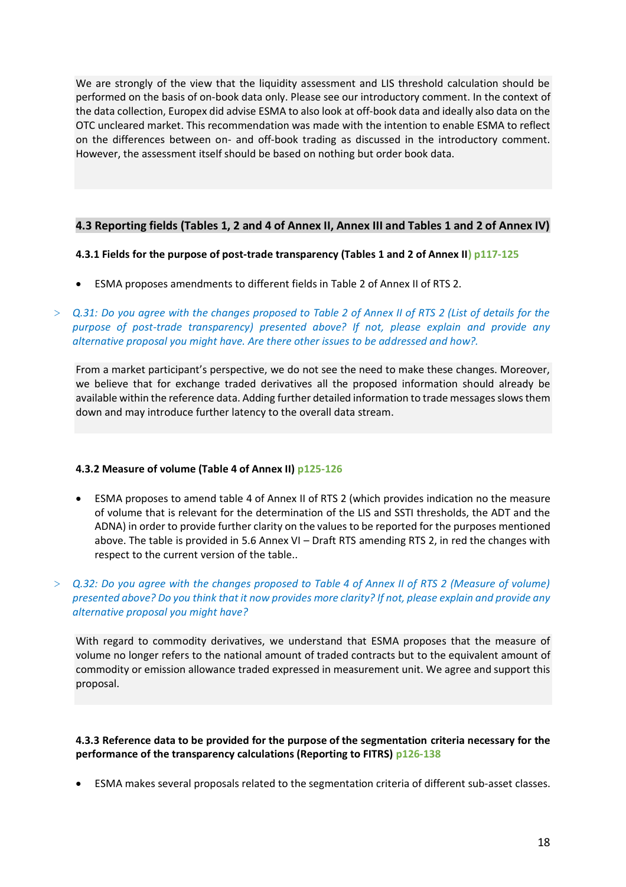We are strongly of the view that the liquidity assessment and LIS threshold calculation should be performed on the basis of on-book data only. Please see our introductory comment. In the context of the data collection, Europex did advise ESMA to also look at off-book data and ideally also data on the OTC uncleared market. This recommendation was made with the intention to enable ESMA to reflect on the differences between on- and off-book trading as discussed in the introductory comment. However, the assessment itself should be based on nothing but order book data.

## 4.3 Reporting fields (Tables 1, 2 and 4 of Annex II, Annex III and Tables 1 and 2 of Annex IV)

### 4.3.1 Fields for the purpose of post-trade transparency (Tables 1 and 2 of Annex II) p117-125

- ESMA proposes amendments to different fields in Table 2 of Annex II of RTS 2.

> *Q.31: Do you agree with the changes proposed to Table 2 of Annex II of RTS 2 (List of details for the purpose of post-trade transparency) presented above? If not, please explain and provide any alternative proposal you might have. Are there other issues to be addressed and how?.*

From a market participant's perspective, we do not see the need to make these changes. Moreover, we believe that for exchange traded derivatives all the proposed information should already be available within the reference data. Adding further detailed information to trade messages slows them down and may introduce further latency to the overall data stream.

### 4.3.2 Measure of volume (Table 4 of Annex II) p125-126

- ESMA proposes to amend table 4 of Annex II of RTS 2 (which provides indication no the measure of volume that is relevant for the determination of the LIS and SSTI thresholds, the ADT and the ADNA) in order to provide further clarity on the values to be reported for the purposes mentioned above. The table is provided in 5.6 Annex VI – Draft RTS amending RTS 2, in red the changes with respect to the current version of the table..

> *Q.32: Do you agree with the changes proposed to Table 4 of Annex II of RTS 2 (Measure of volume) presented above? Do you think that it now provides more clarity? If not, please explain and provide any alternative proposal you might have?*

With regard to commodity derivatives, we understand that ESMA proposes that the measure of volume no longer refers to the national amount of traded contracts but to the equivalent amount of commodity or emission allowance traded expressed in measurement unit. We agree and support this proposal.

### 4.3.3 Reference data to be provided for the purpose of the segmentation criteria necessary for the performance of the transparency calculations (Reporting to FITRS) p126-138

- ESMA makes several proposals related to the segmentation criteria of different sub-asset classes.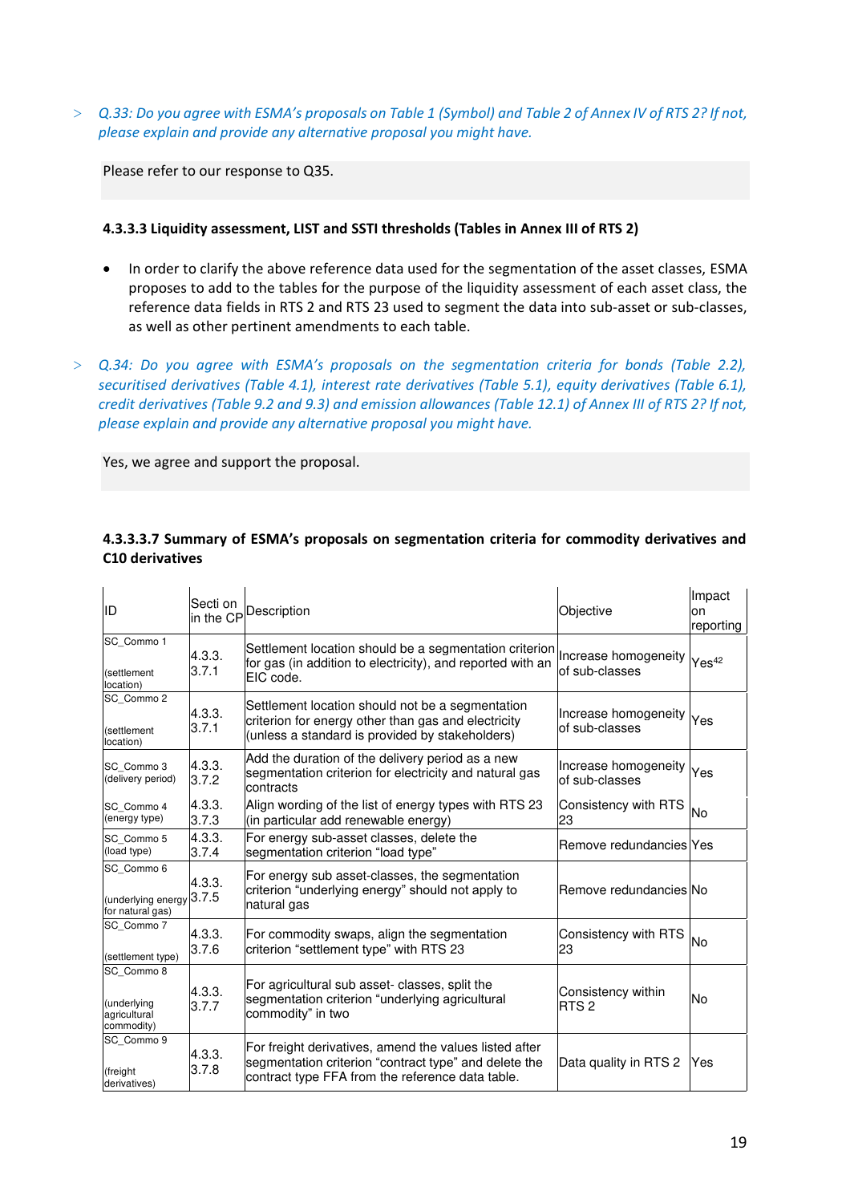> *Q.33: Do you agree with ESMA's proposals on Table 1 (Symbol) and Table 2 of Annex IV of RTS 2? If not, please explain and provide any alternative proposal you might have.*

Please refer to our response to Q35.

**4.3.3.3 Liquidity assessment, LIST and SSTI thresholds (Tables in Annex III of RTS 2)**

- In order to clarify the above reference data used for the segmentation of the asset classes, ESMA proposes to add to the tables for the purpose of the liquidity assessment of each asset class, the reference data fields in RTS 2 and RTS 23 used to segment the data into sub-asset or sub-classes, as well as other pertinent amendments to each table.

> *Q.34: Do you agree with ESMA's proposals on the segmentation criteria for bonds (Table 2.2), securitised derivatives (Table 4.1), interest rate derivatives (Table 5.1), equity derivatives (Table 6.1), credit derivatives (Table 9.2 and 9.3) and emission allowances (Table 12.1) of Annex III of RTS 2? If not, please explain and provide any alternative proposal you might have.*

Yes, we agree and support the proposal.

**4.3.3.3.7 Summary of ESMA's proposals on segmentation criteria for commodity derivatives and C10 derivatives**

| ID | Secti on in the CP | Description | Objective | Impact on reporting |
|---|---|---|---|---|
| SC_Commo 1 (settlement location) | 4.3.3.3.7.1 | Settlement location should be a segmentation criterion for gas (in addition to electricity), and reported with an EIC code. | Increase homogeneity of sub-classes | Yes[42] |
| SC_Commo 2 (settlement location) | 4.3.3.3.7.1 | Settlement location should not be a segmentation criterion for energy other than gas and electricity (unless a standard is provided by stakeholders) | Increase homogeneity of sub-classes | Yes |
| SC_Commo 3 (delivery period) | 4.3.3.3.7.2 | Add the duration of the delivery period as a new segmentation criterion for electricity and natural gas contracts | Increase homogeneity of sub-classes | Yes |
| SC_Commo 4 (energy type) | 4.3.3.3.7.3 | Align wording of the list of energy types with RTS 23 (in particular add renewable energy) | Consistency with RTS 23 | No |
| SC_Commo 5 (load type) | 4.3.3.3.7.4 | For energy sub-asset classes, delete the segmentation criterion "load type" | Remove redundancies | Yes |
| SC_Commo 6 (underlying energy for natural gas) | 4.3.3.3.7.5 | For energy sub asset-classes, the segmentation criterion "underlying energy" should not apply to natural gas | Remove redundancies | No |
| SC_Commo 7 (settlement type) | 4.3.3.3.7.6 | For commodity swaps, align the segmentation criterion "settlement type" with RTS 23 | Consistency with RTS 23 | No |
| SC_Commo 8 (underlying agricultural commodity) | 4.3.3.3.7.7 | For agricultural sub asset- classes, split the segmentation criterion "underlying agricultural commodity" in two | Consistency within RTS 2 | No |
| SC_Commo 9 (freight derivatives) | 4.3.3.3.7.8 | For freight derivatives, amend the values listed after segmentation criterion "contract type" and delete the contract type FFA from the reference data table. | Data quality in RTS 2 | Yes |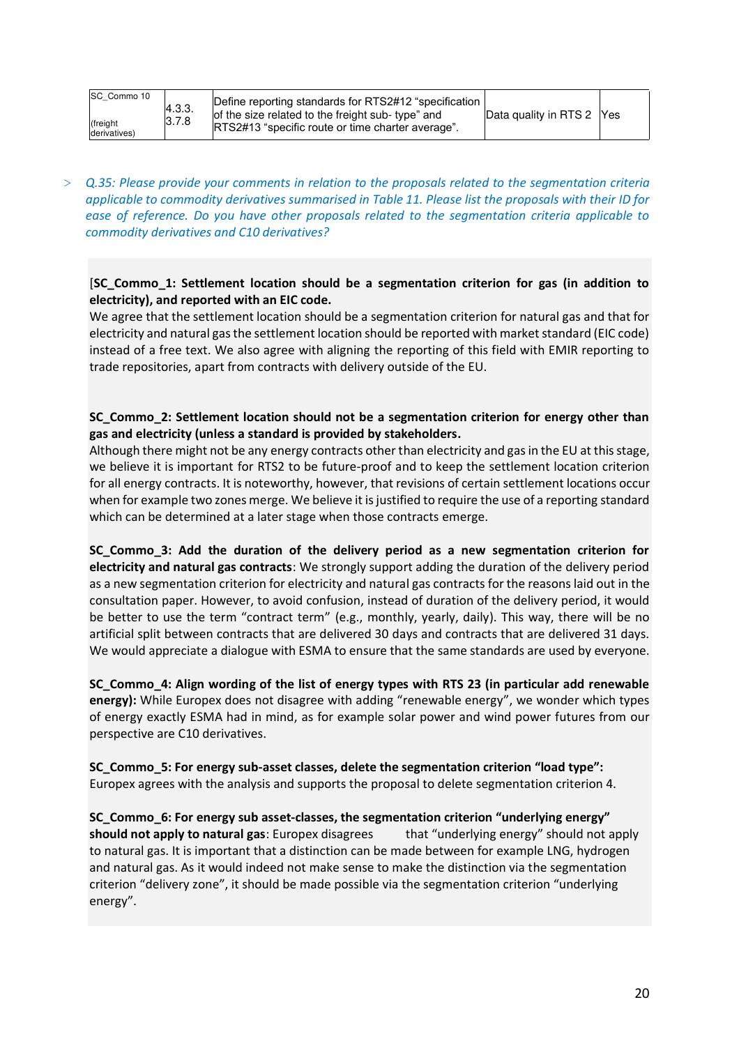| SC_Commo 10 (freight derivatives) | 4.3.3. 3.7.8 | Define reporting standards for RTS2#12 "specification of the size related to the freight sub- type" and RTS2#13 "specific route or time charter average". | Data quality in RTS 2 | Yes |
|---|---|---|---|---|

> *Q.35: Please provide your comments in relation to the proposals related to the segmentation criteria applicable to commodity derivatives summarised in Table 11. Please list the proposals with their ID for ease of reference. Do you have other proposals related to the segmentation criteria applicable to commodity derivatives and C10 derivatives?*

[**SC_Commo_1: Settlement location should be a segmentation criterion for gas (in addition to electricity), and reported with an EIC code.**

We agree that the settlement location should be a segmentation criterion for natural gas and that for electricity and natural gas the settlement location should be reported with market standard (EIC code) instead of a free text. We also agree with aligning the reporting of this field with EMIR reporting to trade repositories, apart from contracts with delivery outside of the EU.

**SC_Commo_2: Settlement location should not be a segmentation criterion for energy other than gas and electricity (unless a standard is provided by stakeholders).**

Although there might not be any energy contracts other than electricity and gas in the EU at this stage, we believe it is important for RTS2 to be future-proof and to keep the settlement location criterion for all energy contracts. It is noteworthy, however, that revisions of certain settlement locations occur when for example two zones merge. We believe it is justified to require the use of a reporting standard which can be determined at a later stage when those contracts emerge.

**SC_Commo_3: Add the duration of the delivery period as a new segmentation criterion for electricity and natural gas contracts**: We strongly support adding the duration of the delivery period as a new segmentation criterion for electricity and natural gas contracts for the reasons laid out in the consultation paper. However, to avoid confusion, instead of duration of the delivery period, it would be better to use the term "contract term" (e.g., monthly, yearly, daily). This way, there will be no artificial split between contracts that are delivered 30 days and contracts that are delivered 31 days. We would appreciate a dialogue with ESMA to ensure that the same standards are used by everyone.

**SC_Commo_4: Align wording of the list of energy types with RTS 23 (in particular add renewable energy):** While Europex does not disagree with adding "renewable energy", we wonder which types of energy exactly ESMA had in mind, as for example solar power and wind power futures from our perspective are C10 derivatives.

**SC_Commo_5: For energy sub-asset classes, delete the segmentation criterion "load type":**
Europex agrees with the analysis and supports the proposal to delete segmentation criterion 4.

**SC_Commo_6: For energy sub asset-classes, the segmentation criterion "underlying energy" should not apply to natural gas**: Europex disagrees that "underlying energy" should not apply to natural gas. It is important that a distinction can be made between for example LNG, hydrogen and natural gas. As it would indeed not make sense to make the distinction via the segmentation criterion "delivery zone", it should be made possible via the segmentation criterion "underlying energy".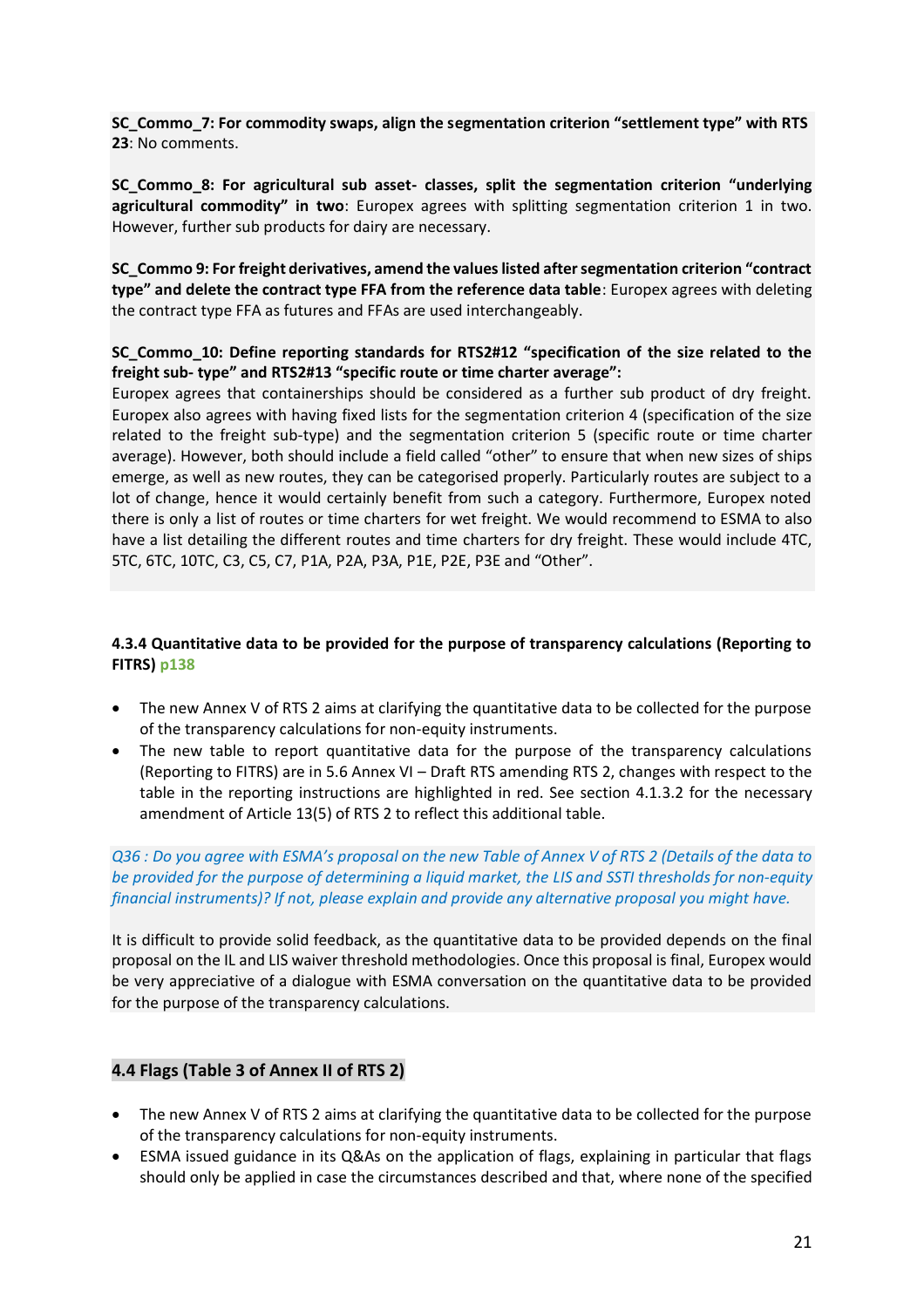**SC_Commo_7: For commodity swaps, align the segmentation criterion "settlement type" with RTS 23**: No comments.

**SC_Commo_8: For agricultural sub asset- classes, split the segmentation criterion "underlying agricultural commodity" in two**: Europex agrees with splitting segmentation criterion 1 in two. However, further sub products for dairy are necessary.

**SC_Commo 9: For freight derivatives, amend the values listed after segmentation criterion "contract type" and delete the contract type FFA from the reference data table**: Europex agrees with deleting the contract type FFA as futures and FFAs are used interchangeably.

**SC_Commo_10: Define reporting standards for RTS2#12 "specification of the size related to the freight sub- type" and RTS2#13 "specific route or time charter average":**
Europex agrees that containerships should be considered as a further sub product of dry freight. Europex also agrees with having fixed lists for the segmentation criterion 4 (specification of the size related to the freight sub-type) and the segmentation criterion 5 (specific route or time charter average). However, both should include a field called "other" to ensure that when new sizes of ships emerge, as well as new routes, they can be categorised properly. Particularly routes are subject to a lot of change, hence it would certainly benefit from such a category. Furthermore, Europex noted there is only a list of routes or time charters for wet freight. We would recommend to ESMA to also have a list detailing the different routes and time charters for dry freight. These would include 4TC, 5TC, 6TC, 10TC, C3, C5, C7, P1A, P2A, P3A, P1E, P2E, P3E and "Other".

### 4.3.4 Quantitative data to be provided for the purpose of transparency calculations (Reporting to FITRS) p138

- The new Annex V of RTS 2 aims at clarifying the quantitative data to be collected for the purpose of the transparency calculations for non-equity instruments.
- The new table to report quantitative data for the purpose of the transparency calculations (Reporting to FITRS) are in 5.6 Annex VI – Draft RTS amending RTS 2, changes with respect to the table in the reporting instructions are highlighted in red. See section 4.1.3.2 for the necessary amendment of Article 13(5) of RTS 2 to reflect this additional table.

*Q36 : Do you agree with ESMA's proposal on the new Table of Annex V of RTS 2 (Details of the data to be provided for the purpose of determining a liquid market, the LIS and SSTI thresholds for non-equity financial instruments)? If not, please explain and provide any alternative proposal you might have.*

It is difficult to provide solid feedback, as the quantitative data to be provided depends on the final proposal on the IL and LIS waiver threshold methodologies. Once this proposal is final, Europex would be very appreciative of a dialogue with ESMA conversation on the quantitative data to be provided for the purpose of the transparency calculations.

### 4.4 Flags (Table 3 of Annex II of RTS 2)

- The new Annex V of RTS 2 aims at clarifying the quantitative data to be collected for the purpose of the transparency calculations for non-equity instruments.
- ESMA issued guidance in its Q&As on the application of flags, explaining in particular that flags should only be applied in case the circumstances described and that, where none of the specified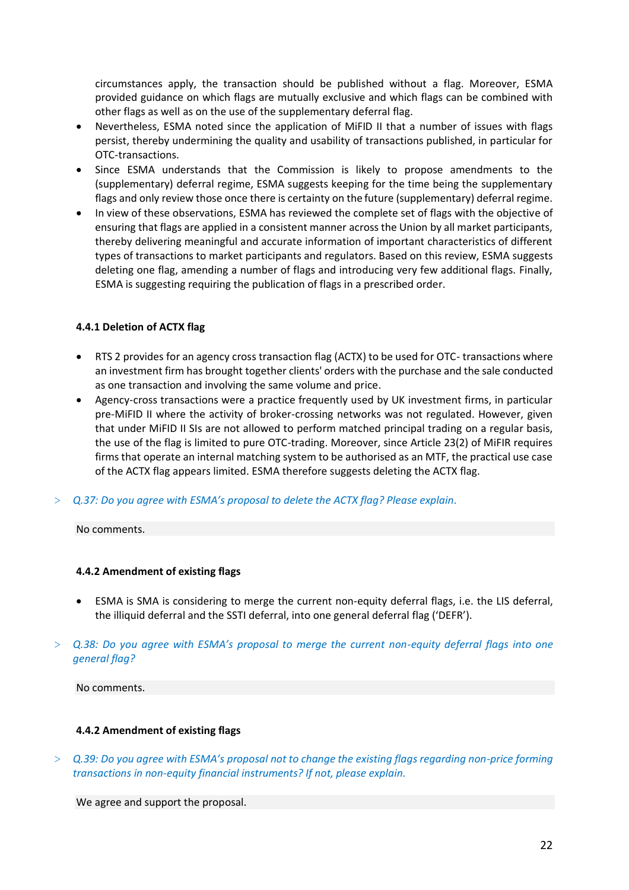circumstances apply, the transaction should be published without a flag. Moreover, ESMA provided guidance on which flags are mutually exclusive and which flags can be combined with other flags as well as on the use of the supplementary deferral flag.

- Nevertheless, ESMA noted since the application of MiFID II that a number of issues with flags persist, thereby undermining the quality and usability of transactions published, in particular for OTC-transactions.
- Since ESMA understands that the Commission is likely to propose amendments to the (supplementary) deferral regime, ESMA suggests keeping for the time being the supplementary flags and only review those once there is certainty on the future (supplementary) deferral regime.
- In view of these observations, ESMA has reviewed the complete set of flags with the objective of ensuring that flags are applied in a consistent manner across the Union by all market participants, thereby delivering meaningful and accurate information of important characteristics of different types of transactions to market participants and regulators. Based on this review, ESMA suggests deleting one flag, amending a number of flags and introducing very few additional flags. Finally, ESMA is suggesting requiring the publication of flags in a prescribed order.

#### 4.4.1 Deletion of ACTX flag

- RTS 2 provides for an agency cross transaction flag (ACTX) to be used for OTC- transactions where an investment firm has brought together clients' orders with the purchase and the sale conducted as one transaction and involving the same volume and price.
- Agency-cross transactions were a practice frequently used by UK investment firms, in particular pre-MiFID II where the activity of broker-crossing networks was not regulated. However, given that under MiFID II SIs are not allowed to perform matched principal trading on a regular basis, the use of the flag is limited to pure OTC-trading. Moreover, since Article 23(2) of MiFIR requires firms that operate an internal matching system to be authorised as an MTF, the practical use case of the ACTX flag appears limited. ESMA therefore suggests deleting the ACTX flag.

> *Q.37: Do you agree with ESMA's proposal to delete the ACTX flag? Please explain.*

No comments.

#### 4.4.2 Amendment of existing flags

- ESMA is SMA is considering to merge the current non-equity deferral flags, i.e. the LIS deferral, the illiquid deferral and the SSTI deferral, into one general deferral flag ('DEFR').

> *Q.38: Do you agree with ESMA's proposal to merge the current non-equity deferral flags into one general flag?*

No comments.

#### 4.4.2 Amendment of existing flags

> *Q.39: Do you agree with ESMA's proposal not to change the existing flags regarding non-price forming transactions in non-equity financial instruments? If not, please explain.*

We agree and support the proposal.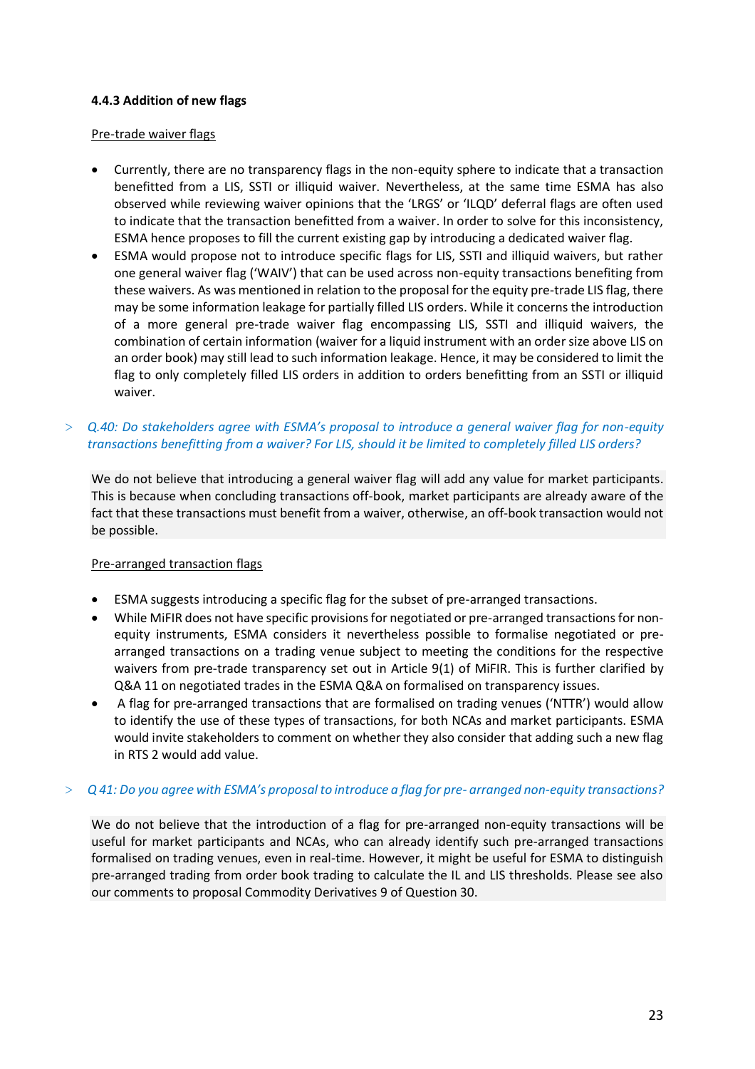#### 4.4.3 Addition of new flags

Pre-trade waiver flags

- Currently, there are no transparency flags in the non-equity sphere to indicate that a transaction benefitted from a LIS, SSTI or illiquid waiver. Nevertheless, at the same time ESMA has also observed while reviewing waiver opinions that the 'LRGS' or 'ILQD' deferral flags are often used to indicate that the transaction benefitted from a waiver. In order to solve for this inconsistency, ESMA hence proposes to fill the current existing gap by introducing a dedicated waiver flag.
- ESMA would propose not to introduce specific flags for LIS, SSTI and illiquid waivers, but rather one general waiver flag ('WAIV') that can be used across non-equity transactions benefiting from these waivers. As was mentioned in relation to the proposal for the equity pre-trade LIS flag, there may be some information leakage for partially filled LIS orders. While it concerns the introduction of a more general pre-trade waiver flag encompassing LIS, SSTI and illiquid waivers, the combination of certain information (waiver for a liquid instrument with an order size above LIS on an order book) may still lead to such information leakage. Hence, it may be considered to limit the flag to only completely filled LIS orders in addition to orders benefitting from an SSTI or illiquid waiver.

> *Q.40: Do stakeholders agree with ESMA's proposal to introduce a general waiver flag for non-equity transactions benefitting from a waiver? For LIS, should it be limited to completely filled LIS orders?*

We do not believe that introducing a general waiver flag will add any value for market participants. This is because when concluding transactions off-book, market participants are already aware of the fact that these transactions must benefit from a waiver, otherwise, an off-book transaction would not be possible.

Pre-arranged transaction flags

- ESMA suggests introducing a specific flag for the subset of pre-arranged transactions.
- While MiFIR does not have specific provisions for negotiated or pre-arranged transactions for non-equity instruments, ESMA considers it nevertheless possible to formalise negotiated or pre-arranged transactions on a trading venue subject to meeting the conditions for the respective waivers from pre-trade transparency set out in Article 9(1) of MiFIR. This is further clarified by Q&A 11 on negotiated trades in the ESMA Q&A on formalised on transparency issues.
- A flag for pre-arranged transactions that are formalised on trading venues ('NTTR') would allow to identify the use of these types of transactions, for both NCAs and market participants. ESMA would invite stakeholders to comment on whether they also consider that adding such a new flag in RTS 2 would add value.

> *Q 41: Do you agree with ESMA's proposal to introduce a flag for pre- arranged non-equity transactions?*

We do not believe that the introduction of a flag for pre-arranged non-equity transactions will be useful for market participants and NCAs, who can already identify such pre-arranged transactions formalised on trading venues, even in real-time. However, it might be useful for ESMA to distinguish pre-arranged trading from order book trading to calculate the IL and LIS thresholds. Please see also our comments to proposal Commodity Derivatives 9 of Question 30.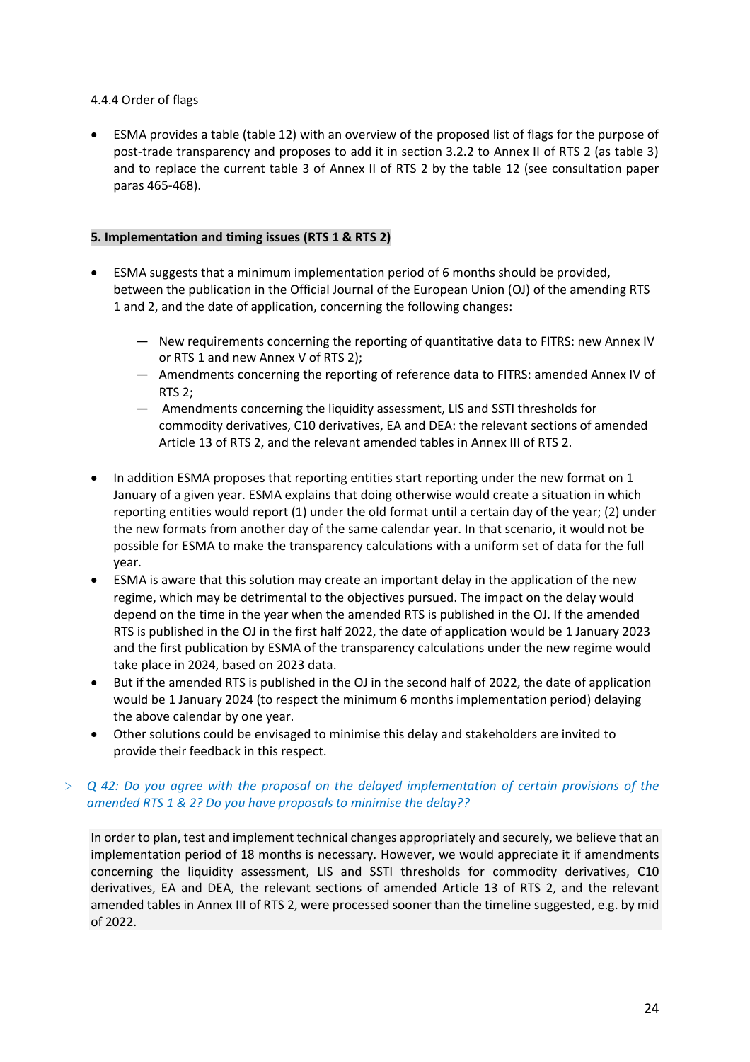4.4.4 Order of flags

- ESMA provides a table (table 12) with an overview of the proposed list of flags for the purpose of post-trade transparency and proposes to add it in section 3.2.2 to Annex II of RTS 2 (as table 3) and to replace the current table 3 of Annex II of RTS 2 by the table 12 (see consultation paper paras 465-468).

**5. Implementation and timing issues (RTS 1 & RTS 2)**

- ESMA suggests that a minimum implementation period of 6 months should be provided, between the publication in the Official Journal of the European Union (OJ) of the amending RTS 1 and 2, and the date of application, concerning the following changes:
    - New requirements concerning the reporting of quantitative data to FITRS: new Annex IV or RTS 1 and new Annex V of RTS 2);
    - Amendments concerning the reporting of reference data to FITRS: amended Annex IV of RTS 2;
    - Amendments concerning the liquidity assessment, LIS and SSTI thresholds for commodity derivatives, C10 derivatives, EA and DEA: the relevant sections of amended Article 13 of RTS 2, and the relevant amended tables in Annex III of RTS 2.
- In addition ESMA proposes that reporting entities start reporting under the new format on 1 January of a given year. ESMA explains that doing otherwise would create a situation in which reporting entities would report (1) under the old format until a certain day of the year; (2) under the new formats from another day of the same calendar year. In that scenario, it would not be possible for ESMA to make the transparency calculations with a uniform set of data for the full year.
- ESMA is aware that this solution may create an important delay in the application of the new regime, which may be detrimental to the objectives pursued. The impact on the delay would depend on the time in the year when the amended RTS is published in the OJ. If the amended RTS is published in the OJ in the first half 2022, the date of application would be 1 January 2023 and the first publication by ESMA of the transparency calculations under the new regime would take place in 2024, based on 2023 data.
- But if the amended RTS is published in the OJ in the second half of 2022, the date of application would be 1 January 2024 (to respect the minimum 6 months implementation period) delaying the above calendar by one year.
- Other solutions could be envisaged to minimise this delay and stakeholders are invited to provide their feedback in this respect.

> *Q 42: Do you agree with the proposal on the delayed implementation of certain provisions of the amended RTS 1 & 2? Do you have proposals to minimise the delay??*

In order to plan, test and implement technical changes appropriately and securely, we believe that an implementation period of 18 months is necessary. However, we would appreciate it if amendments concerning the liquidity assessment, LIS and SSTI thresholds for commodity derivatives, C10 derivatives, EA and DEA, the relevant sections of amended Article 13 of RTS 2, and the relevant amended tables in Annex III of RTS 2, were processed sooner than the timeline suggested, e.g. by mid of 2022.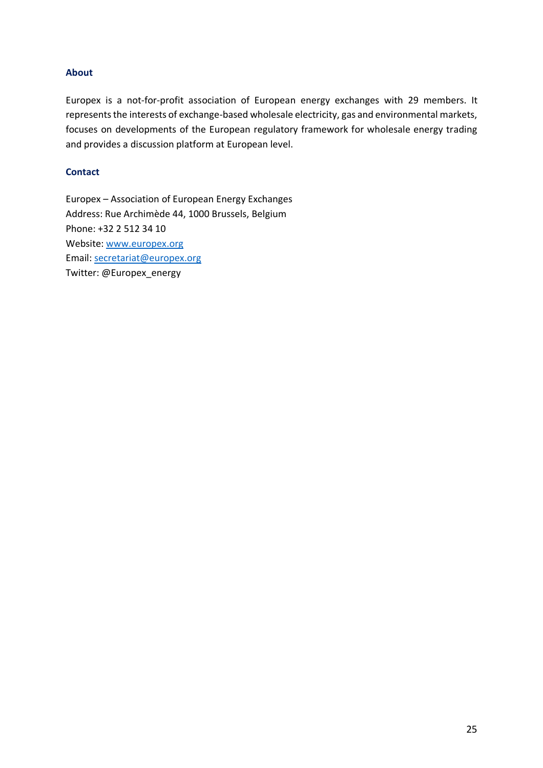## About

Europex is a not-for-profit association of European energy exchanges with 29 members. It represents the interests of exchange-based wholesale electricity, gas and environmental markets, focuses on developments of the European regulatory framework for wholesale energy trading and provides a discussion platform at European level.

## Contact

Europex – Association of European Energy Exchanges
Address: Rue Archimède 44, 1000 Brussels, Belgium
Phone: +32 2 512 34 10
Website: [www.europex.org](http://www.europex.org)
Email: [secretariat@europex.org](mailto:secretariat@europex.org)
Twitter: @Europex_energy